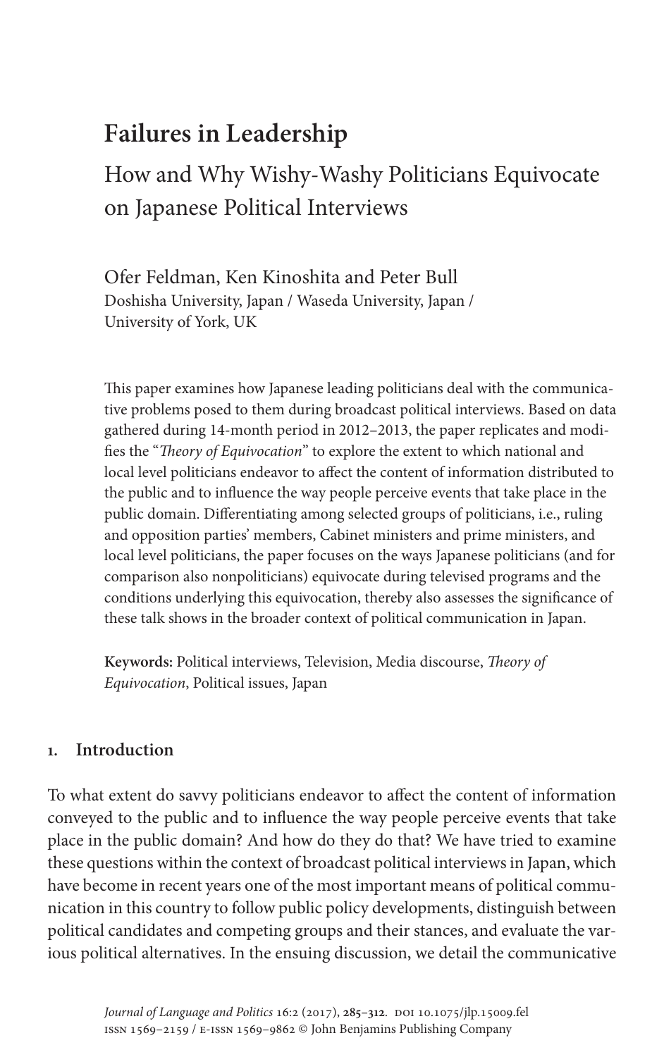# Failures in Leadership

## How and Why Wishy-Washy Politicians Equivocate on Japanese Political Interviews

Ofer Feldman, Ken Kinoshita and Peter Bull
Doshisha University, Japan / Waseda University, Japan / University of York, UK

This paper examines how Japanese leading politicians deal with the communicative problems posed to them during broadcast political interviews. Based on data gathered during 14-month period in 2012–2013, the paper replicates and modifies the "*Theory of Equivocation*" to explore the extent to which national and local level politicians endeavor to affect the content of information distributed to the public and to influence the way people perceive events that take place in the public domain. Differentiating among selected groups of politicians, i.e., ruling and opposition parties' members, Cabinet ministers and prime ministers, and local level politicians, the paper focuses on the ways Japanese politicians (and for comparison also nonpoliticians) equivocate during televised programs and the conditions underlying this equivocation, thereby also assesses the significance of these talk shows in the broader context of political communication in Japan.

**Keywords:** Political interviews, Television, Media discourse, *Theory of Equivocation*, Political issues, Japan

## 1. Introduction

To what extent do savvy politicians endeavor to affect the content of information conveyed to the public and to influence the way people perceive events that take place in the public domain? And how do they do that? We have tried to examine these questions within the context of broadcast political interviews in Japan, which have become in recent years one of the most important means of political communication in this country to follow public policy developments, distinguish between political candidates and competing groups and their stances, and evaluate the various political alternatives. In the ensuing discussion, we detail the communicative

*Journal of Language and Politics* 16:2 (2017), **285–312**. DOI 10.1075/jlp.15009.fel
ISSN 1569–2159 / E-ISSN 1569–9862 © John Benjamins Publishing Company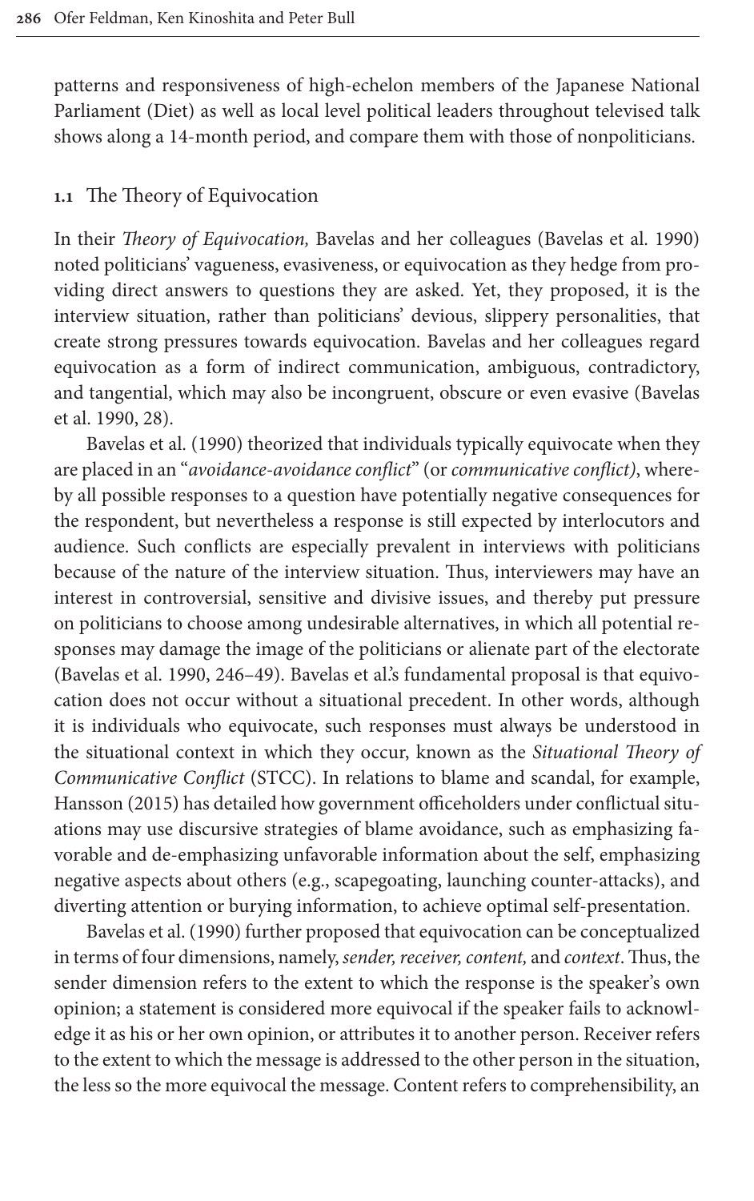patterns and responsiveness of high-echelon members of the Japanese National Parliament (Diet) as well as local level political leaders throughout televised talk shows along a 14-month period, and compare them with those of nonpoliticians.

## 1.1 The Theory of Equivocation

In their *Theory of Equivocation,* Bavelas and her colleagues (Bavelas et al. 1990) noted politicians' vagueness, evasiveness, or equivocation as they hedge from providing direct answers to questions they are asked. Yet, they proposed, it is the interview situation, rather than politicians' devious, slippery personalities, that create strong pressures towards equivocation. Bavelas and her colleagues regard equivocation as a form of indirect communication, ambiguous, contradictory, and tangential, which may also be incongruent, obscure or even evasive (Bavelas et al. 1990, 28).

Bavelas et al. (1990) theorized that individuals typically equivocate when they are placed in an "*avoidance-avoidance conflict*" (or *communicative conflict)*, whereby all possible responses to a question have potentially negative consequences for the respondent, but nevertheless a response is still expected by interlocutors and audience. Such conflicts are especially prevalent in interviews with politicians because of the nature of the interview situation. Thus, interviewers may have an interest in controversial, sensitive and divisive issues, and thereby put pressure on politicians to choose among undesirable alternatives, in which all potential responses may damage the image of the politicians or alienate part of the electorate (Bavelas et al. 1990, 246–49). Bavelas et al.'s fundamental proposal is that equivocation does not occur without a situational precedent. In other words, although it is individuals who equivocate, such responses must always be understood in the situational context in which they occur, known as the *Situational Theory of Communicative Conflict* (STCC). In relations to blame and scandal, for example, Hansson (2015) has detailed how government officeholders under conflictual situations may use discursive strategies of blame avoidance, such as emphasizing favorable and de-emphasizing unfavorable information about the self, emphasizing negative aspects about others (e.g., scapegoating, launching counter-attacks), and diverting attention or burying information, to achieve optimal self-presentation.

Bavelas et al. (1990) further proposed that equivocation can be conceptualized in terms of four dimensions, namely, *sender, receiver, content,* and *context*. Thus, the sender dimension refers to the extent to which the response is the speaker's own opinion; a statement is considered more equivocal if the speaker fails to acknowledge it as his or her own opinion, or attributes it to another person. Receiver refers to the extent to which the message is addressed to the other person in the situation, the less so the more equivocal the message. Content refers to comprehensibility, an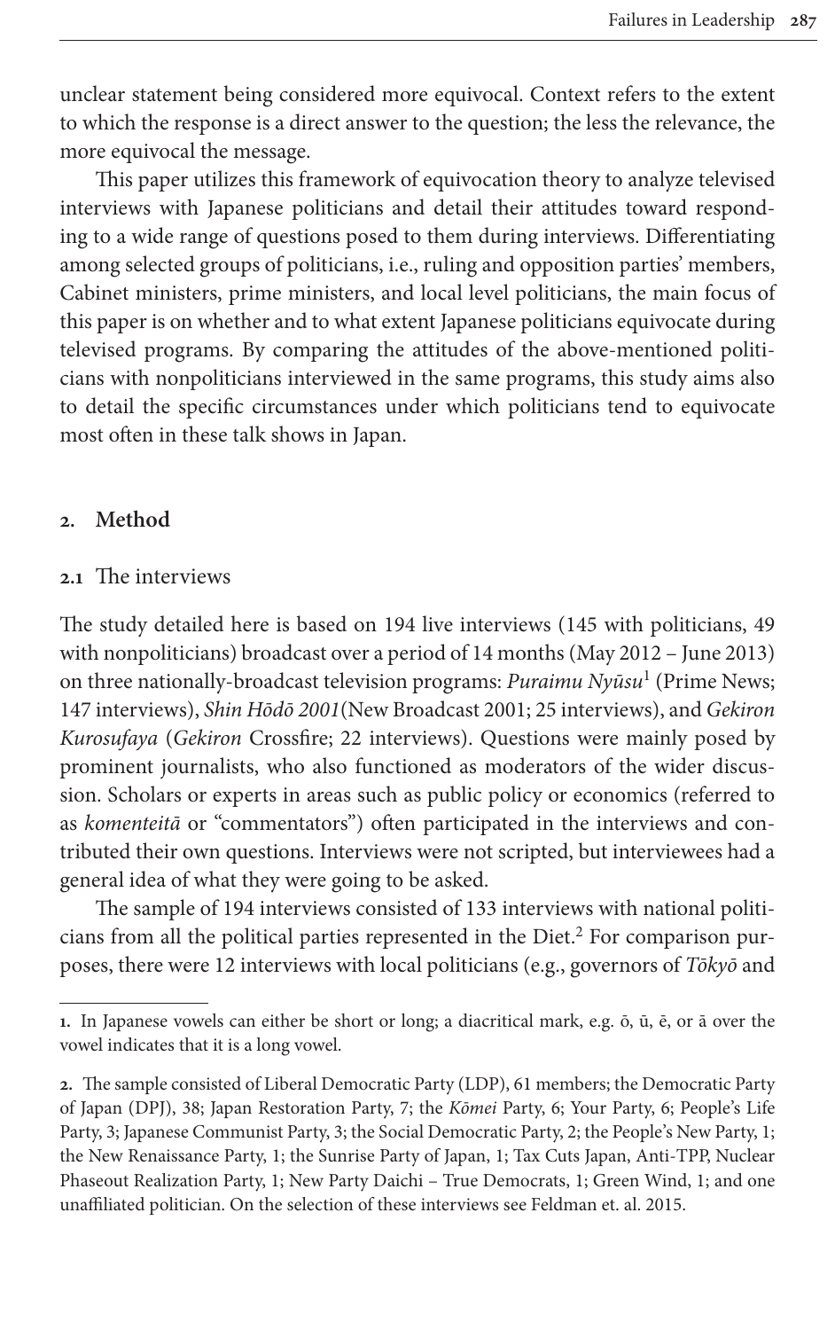unclear statement being considered more equivocal. Context refers to the extent to which the response is a direct answer to the question; the less the relevance, the more equivocal the message.

This paper utilizes this framework of equivocation theory to analyze televised interviews with Japanese politicians and detail their attitudes toward responding to a wide range of questions posed to them during interviews. Differentiating among selected groups of politicians, i.e., ruling and opposition parties' members, Cabinet ministers, prime ministers, and local level politicians, the main focus of this paper is on whether and to what extent Japanese politicians equivocate during televised programs. By comparing the attitudes of the above-mentioned politicians with nonpoliticians interviewed in the same programs, this study aims also to detail the specific circumstances under which politicians tend to equivocate most often in these talk shows in Japan.

## 2. Method

### 2.1 The interviews

The study detailed here is based on 194 live interviews (145 with politicians, 49 with nonpoliticians) broadcast over a period of 14 months (May 2012 – June 2013) on three nationally-broadcast television programs: *Puraimu Nyūsu*[1] (Prime News; 147 interviews), *Shin Hōdō 2001*(New Broadcast 2001; 25 interviews), and *Gekiron Kurosufaya* (*Gekiron* Crossfire; 22 interviews). Questions were mainly posed by prominent journalists, who also functioned as moderators of the wider discussion. Scholars or experts in areas such as public policy or economics (referred to as *komenteitā* or "commentators") often participated in the interviews and contributed their own questions. Interviews were not scripted, but interviewees had a general idea of what they were going to be asked.

The sample of 194 interviews consisted of 133 interviews with national politicians from all the political parties represented in the Diet.[2] For comparison purposes, there were 12 interviews with local politicians (e.g., governors of *Tōkyō* and

---

1. In Japanese vowels can either be short or long; a diacritical mark, e.g. ō, ū, ē, or ā over the vowel indicates that it is a long vowel.

2. The sample consisted of Liberal Democratic Party (LDP), 61 members; the Democratic Party of Japan (DPJ), 38; Japan Restoration Party, 7; the *Kōmei* Party, 6; Your Party, 6; People's Life Party, 3; Japanese Communist Party, 3; the Social Democratic Party, 2; the People's New Party, 1; the New Renaissance Party, 1; the Sunrise Party of Japan, 1; Tax Cuts Japan, Anti-TPP, Nuclear Phaseout Realization Party, 1; New Party Daichi – True Democrats, 1; Green Wind, 1; and one unaffiliated politician. On the selection of these interviews see Feldman et. al. 2015.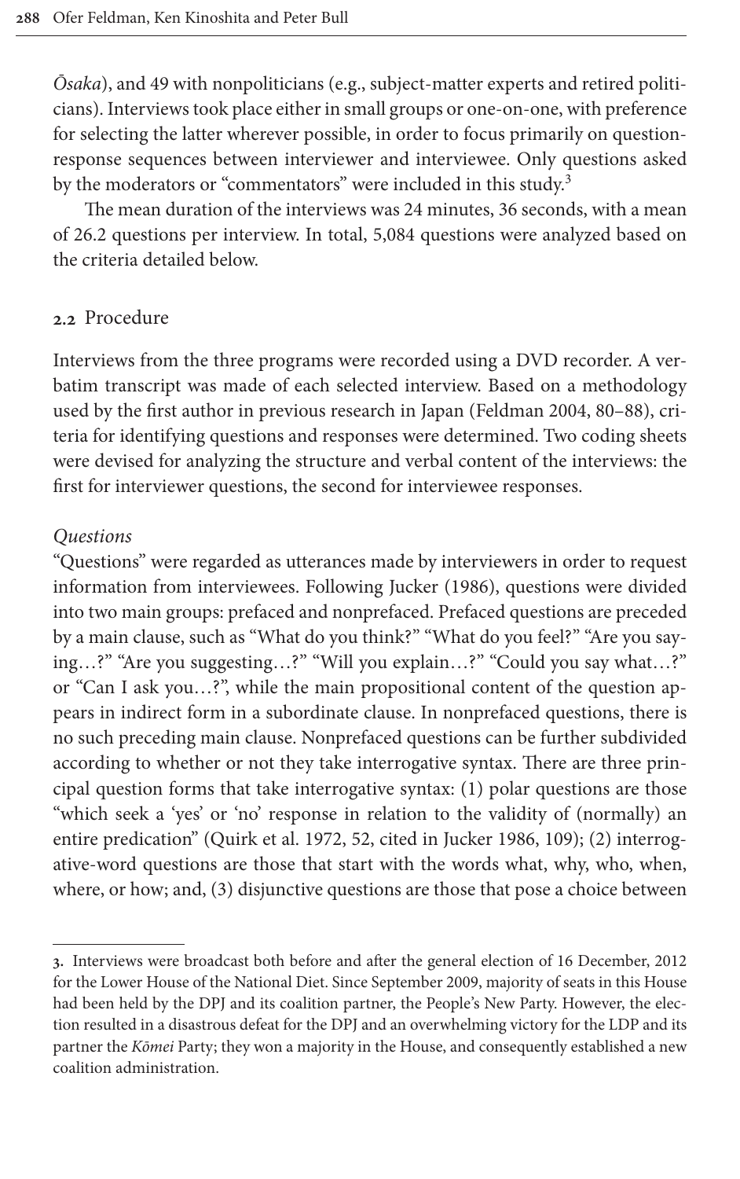*Ōsaka*), and 49 with nonpoliticians (e.g., subject-matter experts and retired politicians). Interviews took place either in small groups or one-on-one, with preference for selecting the latter wherever possible, in order to focus primarily on question-response sequences between interviewer and interviewee. Only questions asked by the moderators or "commentators" were included in this study.[3]

The mean duration of the interviews was 24 minutes, 36 seconds, with a mean of 26.2 questions per interview. In total, 5,084 questions were analyzed based on the criteria detailed below.

### 2.2 Procedure

Interviews from the three programs were recorded using a DVD recorder. A verbatim transcript was made of each selected interview. Based on a methodology used by the first author in previous research in Japan (Feldman 2004, 80–88), criteria for identifying questions and responses were determined. Two coding sheets were devised for analyzing the structure and verbal content of the interviews: the first for interviewer questions, the second for interviewee responses.

*Questions*

"Questions" were regarded as utterances made by interviewers in order to request information from interviewees. Following Jucker (1986), questions were divided into two main groups: prefaced and nonprefaced. Prefaced questions are preceded by a main clause, such as "What do you think?" "What do you feel?" "Are you saying…?" "Are you suggesting…?" "Will you explain…?" "Could you say what…?" or "Can I ask you…?", while the main propositional content of the question appears in indirect form in a subordinate clause. In nonprefaced questions, there is no such preceding main clause. Nonprefaced questions can be further subdivided according to whether or not they take interrogative syntax. There are three principal question forms that take interrogative syntax: (1) polar questions are those "which seek a 'yes' or 'no' response in relation to the validity of (normally) an entire predication" (Quirk et al. 1972, 52, cited in Jucker 1986, 109); (2) interrogative-word questions are those that start with the words what, why, who, when, where, or how; and, (3) disjunctive questions are those that pose a choice between

---

3. Interviews were broadcast both before and after the general election of 16 December, 2012 for the Lower House of the National Diet. Since September 2009, majority of seats in this House had been held by the DPJ and its coalition partner, the People's New Party. However, the election resulted in a disastrous defeat for the DPJ and an overwhelming victory for the LDP and its partner the *Kōmei* Party; they won a majority in the House, and consequently established a new coalition administration.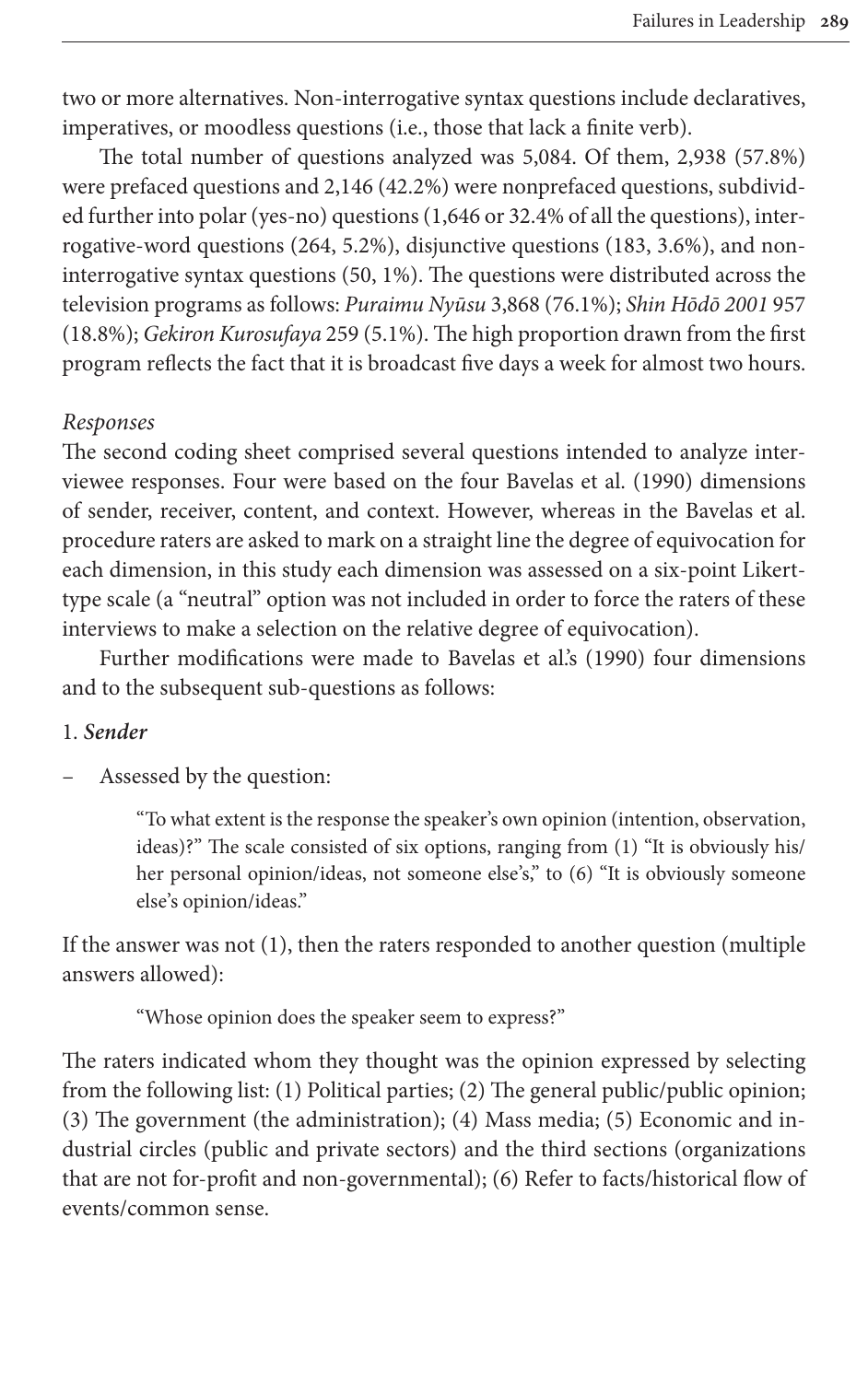two or more alternatives. Non-interrogative syntax questions include declaratives, imperatives, or moodless questions (i.e., those that lack a finite verb).

The total number of questions analyzed was 5,084. Of them, 2,938 (57.8%) were prefaced questions and 2,146 (42.2%) were nonprefaced questions, subdivided further into polar (yes-no) questions (1,646 or 32.4% of all the questions), interrogative-word questions (264, 5.2%), disjunctive questions (183, 3.6%), and non-interrogative syntax questions (50, 1%). The questions were distributed across the television programs as follows: *Puraimu Nyūsu* 3,868 (76.1%); *Shin Hōdō 2001* 957 (18.8%); *Gekiron Kurosufaya* 259 (5.1%). The high proportion drawn from the first program reflects the fact that it is broadcast five days a week for almost two hours.

*Responses*

The second coding sheet comprised several questions intended to analyze interviewee responses. Four were based on the four Bavelas et al. (1990) dimensions of sender, receiver, content, and context. However, whereas in the Bavelas et al. procedure raters are asked to mark on a straight line the degree of equivocation for each dimension, in this study each dimension was assessed on a six-point Likert-type scale (a "neutral" option was not included in order to force the raters of these interviews to make a selection on the relative degree of equivocation).

Further modifications were made to Bavelas et al.'s (1990) four dimensions and to the subsequent sub-questions as follows:

1. ***Sender***

– Assessed by the question:

> "To what extent is the response the speaker's own opinion (intention, observation, ideas)?" The scale consisted of six options, ranging from (1) "It is obviously his/her personal opinion/ideas, not someone else's," to (6) "It is obviously someone else's opinion/ideas."

If the answer was not (1), then the raters responded to another question (multiple answers allowed):

> "Whose opinion does the speaker seem to express?"

The raters indicated whom they thought was the opinion expressed by selecting from the following list: (1) Political parties; (2) The general public/public opinion; (3) The government (the administration); (4) Mass media; (5) Economic and industrial circles (public and private sectors) and the third sections (organizations that are not for-profit and non-governmental); (6) Refer to facts/historical flow of events/common sense.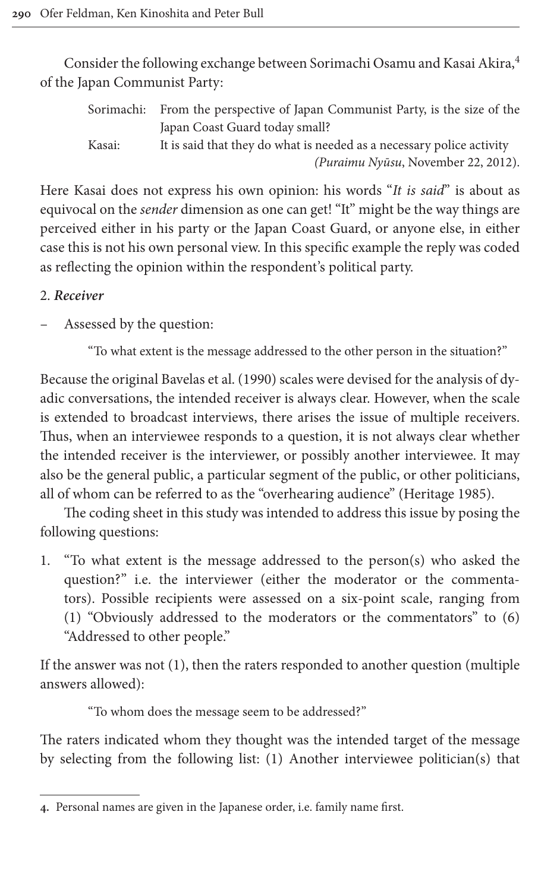Consider the following exchange between Sorimachi Osamu and Kasai Akira,[4] of the Japan Communist Party:

> Sorimachi: From the perspective of Japan Communist Party, is the size of the Japan Coast Guard today small?
>
> Kasai: It is said that they do what is needed as a necessary police activity (*Puraimu Nyūsu*, November 22, 2012).

Here Kasai does not express his own opinion: his words "*It is said*" is about as equivocal on the *sender* dimension as one can get! "It" might be the way things are perceived either in his party or the Japan Coast Guard, or anyone else, in either case this is not his own personal view. In this specific example the reply was coded as reflecting the opinion within the respondent's political party.

2. ***Receiver***

– Assessed by the question:

> "To what extent is the message addressed to the other person in the situation?"

Because the original Bavelas et al. (1990) scales were devised for the analysis of dyadic conversations, the intended receiver is always clear. However, when the scale is extended to broadcast interviews, there arises the issue of multiple receivers. Thus, when an interviewee responds to a question, it is not always clear whether the intended receiver is the interviewer, or possibly another interviewee. It may also be the general public, a particular segment of the public, or other politicians, all of whom can be referred to as the "overhearing audience" (Heritage 1985).

The coding sheet in this study was intended to address this issue by posing the following questions:

1. "To what extent is the message addressed to the person(s) who asked the question?" i.e. the interviewer (either the moderator or the commentators). Possible recipients were assessed on a six-point scale, ranging from (1) "Obviously addressed to the moderators or the commentators" to (6) "Addressed to other people."

If the answer was not (1), then the raters responded to another question (multiple answers allowed):

> "To whom does the message seem to be addressed?"

The raters indicated whom they thought was the intended target of the message by selecting from the following list: (1) Another interviewee politician(s) that

---

4. Personal names are given in the Japanese order, i.e. family name first.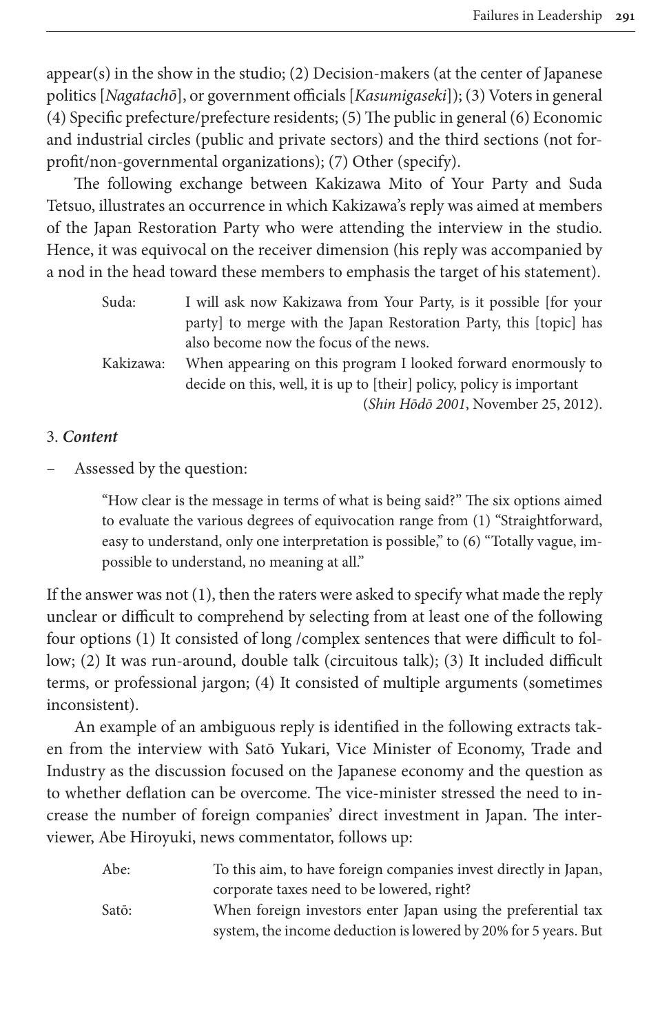appear(s) in the show in the studio; (2) Decision-makers (at the center of Japanese politics [*Nagatachō*], or government officials [*Kasumigaseki*]); (3) Voters in general (4) Specific prefecture/prefecture residents; (5) The public in general (6) Economic and industrial circles (public and private sectors) and the third sections (not for-profit/non-governmental organizations); (7) Other (specify).

The following exchange between Kakizawa Mito of Your Party and Suda Tetsuo, illustrates an occurrence in which Kakizawa's reply was aimed at members of the Japan Restoration Party who were attending the interview in the studio. Hence, it was equivocal on the receiver dimension (his reply was accompanied by a nod in the head toward these members to emphasis the target of his statement).

> Suda: I will ask now Kakizawa from Your Party, is it possible [for your party] to merge with the Japan Restoration Party, this [topic] has also become now the focus of the news.
>
> Kakizawa: When appearing on this program I looked forward enormously to decide on this, well, it is up to [their] policy, policy is important
>
> (*Shin Hōdō 2001*, November 25, 2012).

3. ***Content***

– Assessed by the question:

> "How clear is the message in terms of what is being said?" The six options aimed to evaluate the various degrees of equivocation range from (1) "Straightforward, easy to understand, only one interpretation is possible," to (6) "Totally vague, impossible to understand, no meaning at all."

If the answer was not (1), then the raters were asked to specify what made the reply unclear or difficult to comprehend by selecting from at least one of the following four options (1) It consisted of long /complex sentences that were difficult to follow; (2) It was run-around, double talk (circuitous talk); (3) It included difficult terms, or professional jargon; (4) It consisted of multiple arguments (sometimes inconsistent).

An example of an ambiguous reply is identified in the following extracts taken from the interview with Satō Yukari, Vice Minister of Economy, Trade and Industry as the discussion focused on the Japanese economy and the question as to whether deflation can be overcome. The vice-minister stressed the need to increase the number of foreign companies' direct investment in Japan. The interviewer, Abe Hiroyuki, news commentator, follows up:

> Abe: To this aim, to have foreign companies invest directly in Japan, corporate taxes need to be lowered, right?
>
> Satō: When foreign investors enter Japan using the preferential tax system, the income deduction is lowered by 20% for 5 years. But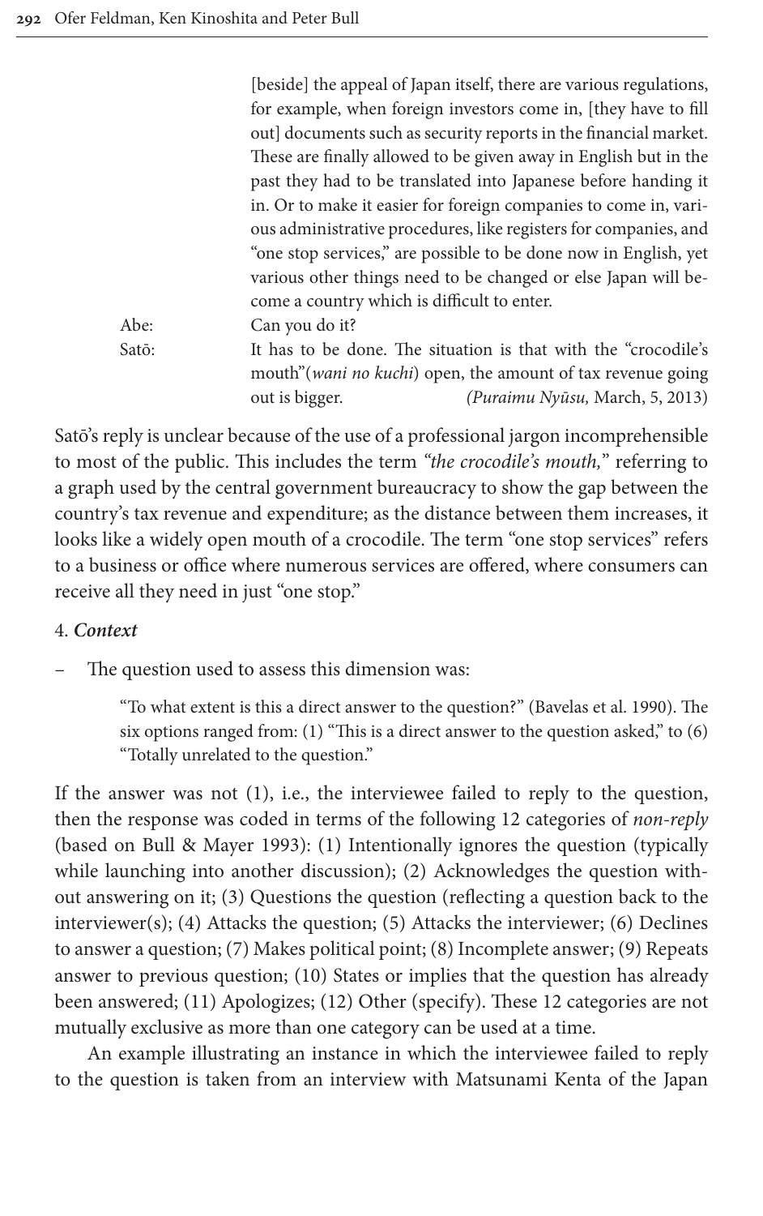[beside] the appeal of Japan itself, there are various regulations, for example, when foreign investors come in, [they have to fill out] documents such as security reports in the financial market. These are finally allowed to be given away in English but in the past they had to be translated into Japanese before handing it in. Or to make it easier for foreign companies to come in, various administrative procedures, like registers for companies, and "one stop services," are possible to be done now in English, yet various other things need to be changed or else Japan will become a country which is difficult to enter.

Abe: Can you do it?

Satō: It has to be done. The situation is that with the "crocodile's mouth"(*wani no kuchi*) open, the amount of tax revenue going out is bigger. (*Puraimu Nyūsu,* March, 5, 2013)

Satō's reply is unclear because of the use of a professional jargon incomprehensible to most of the public. This includes the term *"the crocodile's mouth,"* referring to a graph used by the central government bureaucracy to show the gap between the country's tax revenue and expenditure; as the distance between them increases, it looks like a widely open mouth of a crocodile. The term "one stop services" refers to a business or office where numerous services are offered, where consumers can receive all they need in just "one stop."

4. ***Context***

- The question used to assess this dimension was:

> "To what extent is this a direct answer to the question?" (Bavelas et al. 1990). The six options ranged from: (1) "This is a direct answer to the question asked," to (6) "Totally unrelated to the question."

If the answer was not (1), i.e., the interviewee failed to reply to the question, then the response was coded in terms of the following 12 categories of *non-reply* (based on Bull & Mayer 1993): (1) Intentionally ignores the question (typically while launching into another discussion); (2) Acknowledges the question without answering on it; (3) Questions the question (reflecting a question back to the interviewer(s); (4) Attacks the question; (5) Attacks the interviewer; (6) Declines to answer a question; (7) Makes political point; (8) Incomplete answer; (9) Repeats answer to previous question; (10) States or implies that the question has already been answered; (11) Apologizes; (12) Other (specify). These 12 categories are not mutually exclusive as more than one category can be used at a time.

An example illustrating an instance in which the interviewee failed to reply to the question is taken from an interview with Matsunami Kenta of the Japan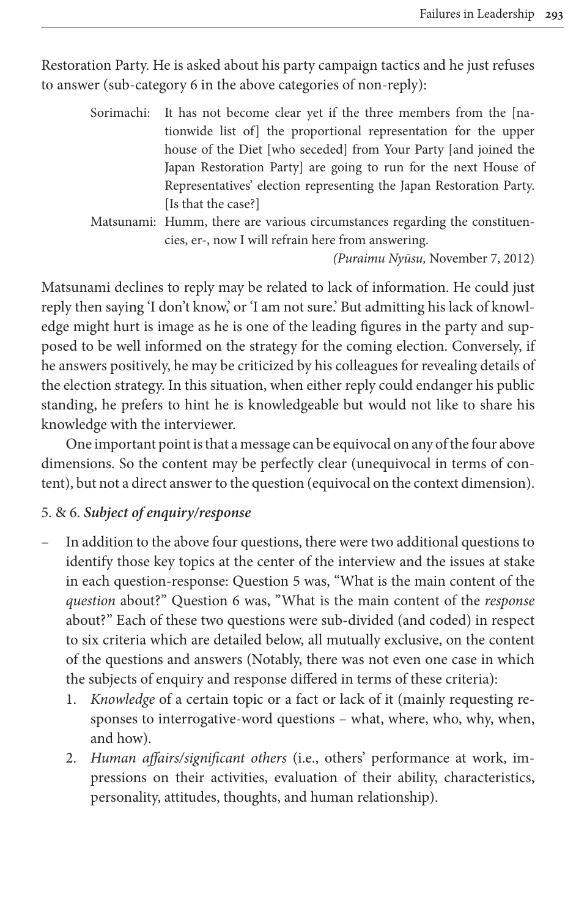Restoration Party. He is asked about his party campaign tactics and he just refuses to answer (sub-category 6 in the above categories of non-reply):

> Sorimachi: It has not become clear yet if the three members from the [nationwide list of] the proportional representation for the upper house of the Diet [who seceded] from Your Party [and joined the Japan Restoration Party] are going to run for the next House of Representatives' election representing the Japan Restoration Party. [Is that the case?]
>
> Matsunami: Humm, there are various circumstances regarding the constituencies, er-, now I will refrain here from answering.
>
> *(Puraimu Nyūsu,* November 7, 2012)

Matsunami declines to reply may be related to lack of information. He could just reply then saying 'I don't know,' or 'I am not sure.' But admitting his lack of knowledge might hurt is image as he is one of the leading figures in the party and supposed to be well informed on the strategy for the coming election. Conversely, if he answers positively, he may be criticized by his colleagues for revealing details of the election strategy. In this situation, when either reply could endanger his public standing, he prefers to hint he is knowledgeable but would not like to share his knowledge with the interviewer.

One important point is that a message can be equivocal on any of the four above dimensions. So the content may be perfectly clear (unequivocal in terms of content), but not a direct answer to the question (equivocal on the context dimension).

5. & 6. ***Subject of enquiry/response***

– In addition to the above four questions, there were two additional questions to identify those key topics at the center of the interview and the issues at stake in each question-response: Question 5 was, "What is the main content of the *question* about?" Question 6 was, "What is the main content of the *response* about?" Each of these two questions were sub-divided (and coded) in respect to six criteria which are detailed below, all mutually exclusive, on the content of the questions and answers (Notably, there was not even one case in which the subjects of enquiry and response differed in terms of these criteria):
  1. *Knowledge* of a certain topic or a fact or lack of it (mainly requesting responses to interrogative-word questions – what, where, who, why, when, and how).
  2. *Human affairs/significant others* (i.e., others' performance at work, impressions on their activities, evaluation of their ability, characteristics, personality, attitudes, thoughts, and human relationship).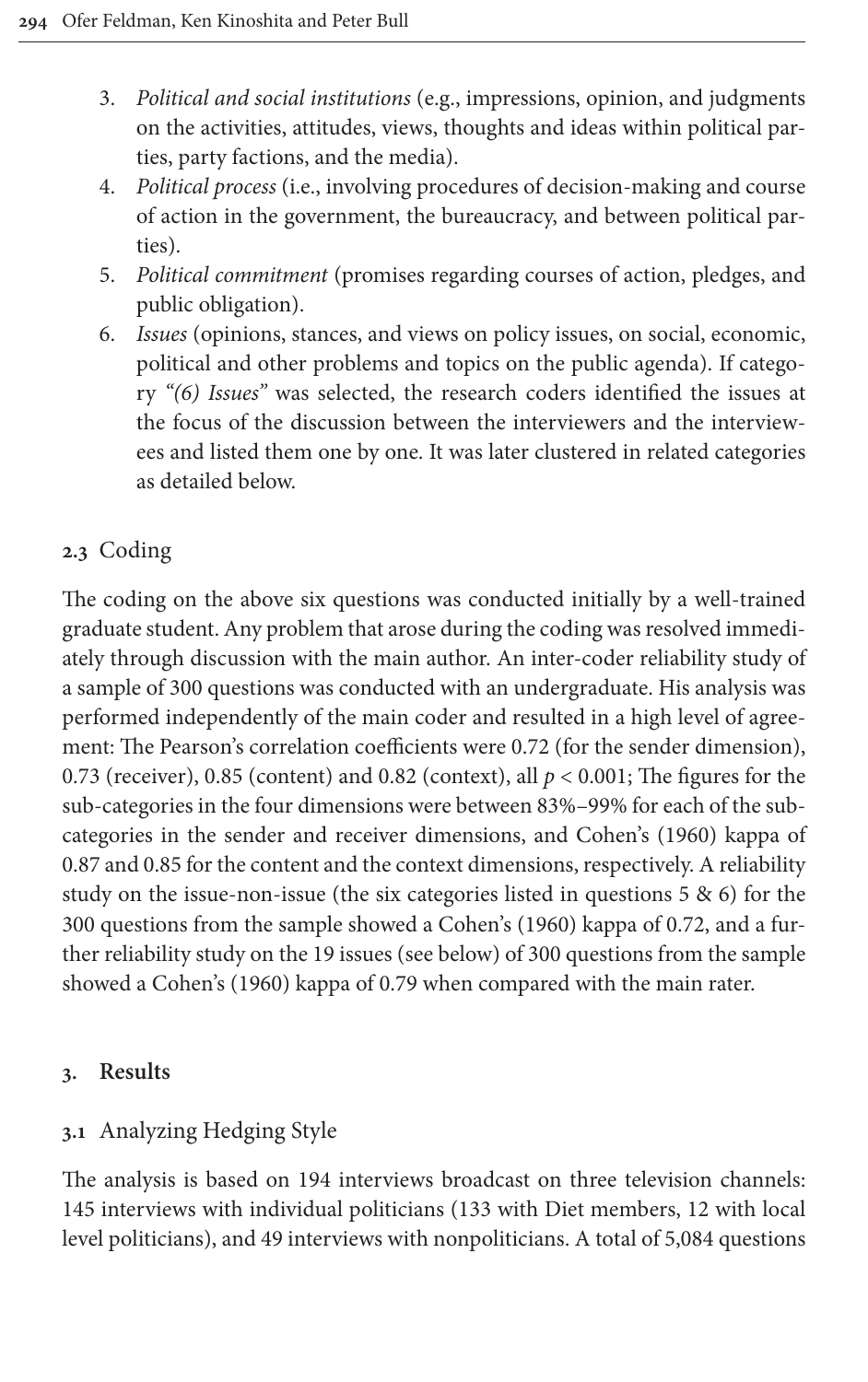3. *Political and social institutions* (e.g., impressions, opinion, and judgments on the activities, attitudes, views, thoughts and ideas within political parties, party factions, and the media).
4. *Political process* (i.e., involving procedures of decision-making and course of action in the government, the bureaucracy, and between political parties).
5. *Political commitment* (promises regarding courses of action, pledges, and public obligation).
6. *Issues* (opinions, stances, and views on policy issues, on social, economic, political and other problems and topics on the public agenda). If category *"(6) Issues"* was selected, the research coders identified the issues at the focus of the discussion between the interviewers and the interviewees and listed them one by one. It was later clustered in related categories as detailed below.

### 2.3 Coding

The coding on the above six questions was conducted initially by a well-trained graduate student. Any problem that arose during the coding was resolved immediately through discussion with the main author. An inter-coder reliability study of a sample of 300 questions was conducted with an undergraduate. His analysis was performed independently of the main coder and resulted in a high level of agreement: The Pearson's correlation coefficients were 0.72 (for the sender dimension), 0.73 (receiver), 0.85 (content) and 0.82 (context), all $p < 0.001$; The figures for the sub-categories in the four dimensions were between 83%–99% for each of the sub-categories in the sender and receiver dimensions, and Cohen's (1960) kappa of 0.87 and 0.85 for the content and the context dimensions, respectively. A reliability study on the issue-non-issue (the six categories listed in questions 5 & 6) for the 300 questions from the sample showed a Cohen's (1960) kappa of 0.72, and a further reliability study on the 19 issues (see below) of 300 questions from the sample showed a Cohen's (1960) kappa of 0.79 when compared with the main rater.

## 3. Results

### 3.1 Analyzing Hedging Style

The analysis is based on 194 interviews broadcast on three television channels: 145 interviews with individual politicians (133 with Diet members, 12 with local level politicians), and 49 interviews with nonpoliticians. A total of 5,084 questions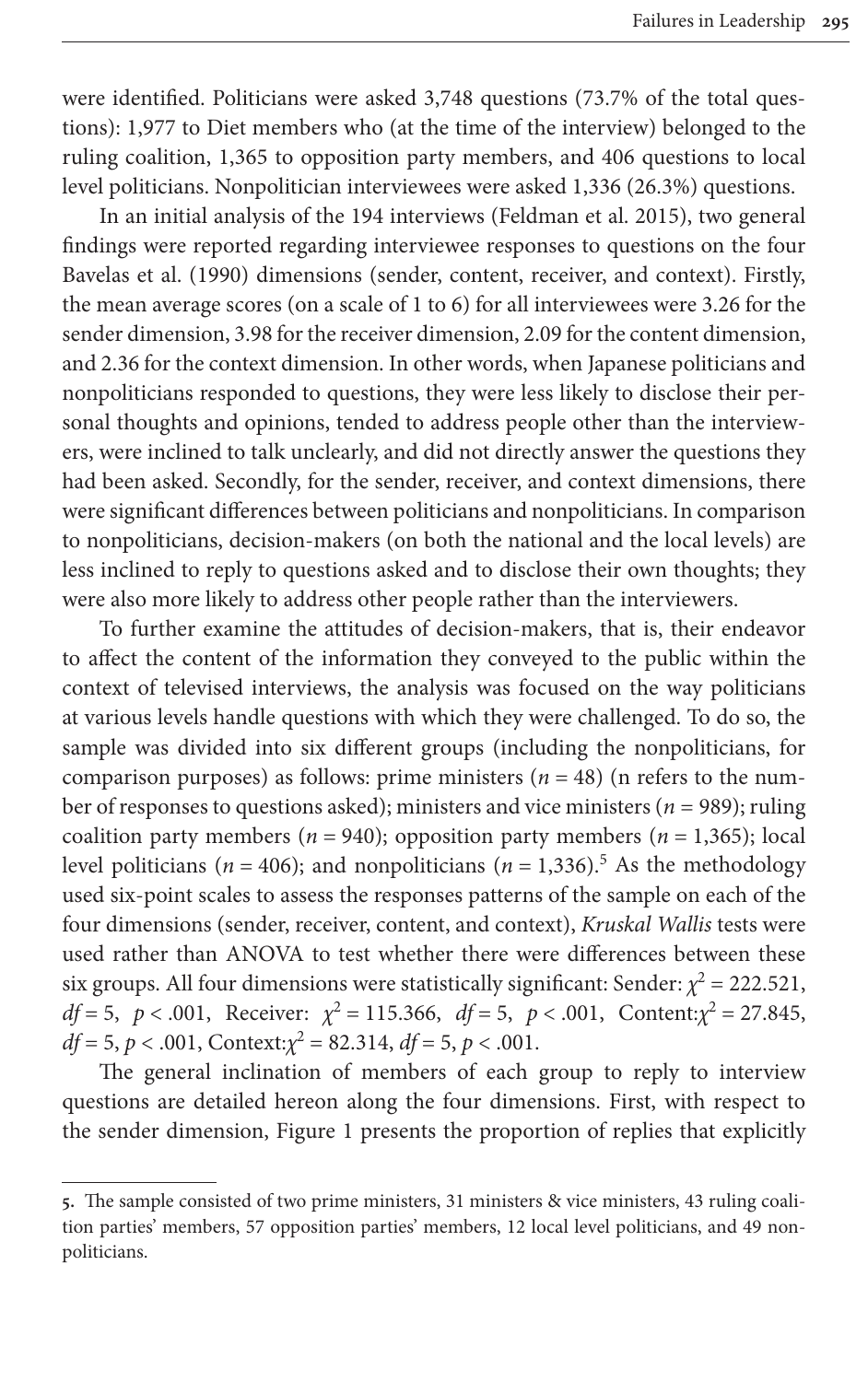were identified. Politicians were asked 3,748 questions (73.7% of the total questions): 1,977 to Diet members who (at the time of the interview) belonged to the ruling coalition, 1,365 to opposition party members, and 406 questions to local level politicians. Nonpolitician interviewees were asked 1,336 (26.3%) questions.

In an initial analysis of the 194 interviews (Feldman et al. 2015), two general findings were reported regarding interviewee responses to questions on the four Bavelas et al. (1990) dimensions (sender, content, receiver, and context). Firstly, the mean average scores (on a scale of 1 to 6) for all interviewees were 3.26 for the sender dimension, 3.98 for the receiver dimension, 2.09 for the content dimension, and 2.36 for the context dimension. In other words, when Japanese politicians and nonpoliticians responded to questions, they were less likely to disclose their personal thoughts and opinions, tended to address people other than the interviewers, were inclined to talk unclearly, and did not directly answer the questions they had been asked. Secondly, for the sender, receiver, and context dimensions, there were significant differences between politicians and nonpoliticians. In comparison to nonpoliticians, decision-makers (on both the national and the local levels) are less inclined to reply to questions asked and to disclose their own thoughts; they were also more likely to address other people rather than the interviewers.

To further examine the attitudes of decision-makers, that is, their endeavor to affect the content of the information they conveyed to the public within the context of televised interviews, the analysis was focused on the way politicians at various levels handle questions with which they were challenged. To do so, the sample was divided into six different groups (including the nonpoliticians, for comparison purposes) as follows: prime ministers ($n = 48$) (n refers to the number of responses to questions asked); ministers and vice ministers ($n = 989$); ruling coalition party members ($n = 940$); opposition party members ($n = 1{,}365$); local level politicians ($n = 406$); and nonpoliticians ($n = 1{,}336$).[5] As the methodology used six-point scales to assess the responses patterns of the sample on each of the four dimensions (sender, receiver, content, and context), *Kruskal Wallis* tests were used rather than ANOVA to test whether there were differences between these six groups. All four dimensions were statistically significant: Sender: $\chi^2 = 222.521$, $df = 5$, $p < .001$, Receiver: $\chi^2 = 115.366$, $df = 5$, $p < .001$, Content: $\chi^2 = 27.845$, $df = 5$, $p < .001$, Context: $\chi^2 = 82.314$, $df = 5$, $p < .001$.

The general inclination of members of each group to reply to interview questions are detailed hereon along the four dimensions. First, with respect to the sender dimension, Figure 1 presents the proportion of replies that explicitly

---

5. The sample consisted of two prime ministers, 31 ministers & vice ministers, 43 ruling coalition parties' members, 57 opposition parties' members, 12 local level politicians, and 49 nonpoliticians.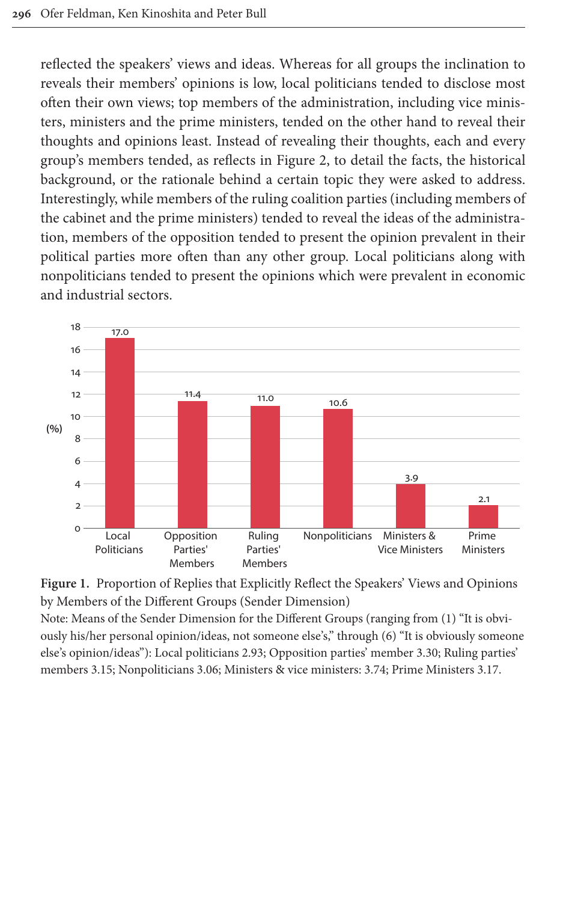reflected the speakers' views and ideas. Whereas for all groups the inclination to reveals their members' opinions is low, local politicians tended to disclose most often their own views; top members of the administration, including vice ministers, ministers and the prime ministers, tended on the other hand to reveal their thoughts and opinions least. Instead of revealing their thoughts, each and every group's members tended, as reflects in Figure 2, to detail the facts, the historical background, or the rationale behind a certain topic they were asked to address. Interestingly, while members of the ruling coalition parties (including members of the cabinet and the prime ministers) tended to reveal the ideas of the administration, members of the opposition tended to present the opinion prevalent in their political parties more often than any other group. Local politicians along with nonpoliticians tended to present the opinions which were prevalent in economic and industrial sectors.

| Group | (%) |
|---|---|
| Local Politicians | 17.0 |
| Opposition Parties' Members | 11.4 |
| Ruling Parties' Members | 11.0 |
| Nonpoliticians | 10.6 |
| Ministers & Vice Ministers | 3.9 |
| Prime Ministers | 2.1 |

**Figure 1.** Proportion of Replies that Explicitly Reflect the Speakers' Views and Opinions by Members of the Different Groups (Sender Dimension)

Note: Means of the Sender Dimension for the Different Groups (ranging from (1) "It is obviously his/her personal opinion/ideas, not someone else's," through (6) "It is obviously someone else's opinion/ideas"): Local politicians 2.93; Opposition parties' member 3.30; Ruling parties' members 3.15; Nonpoliticians 3.06; Ministers & vice ministers: 3.74; Prime Ministers 3.17.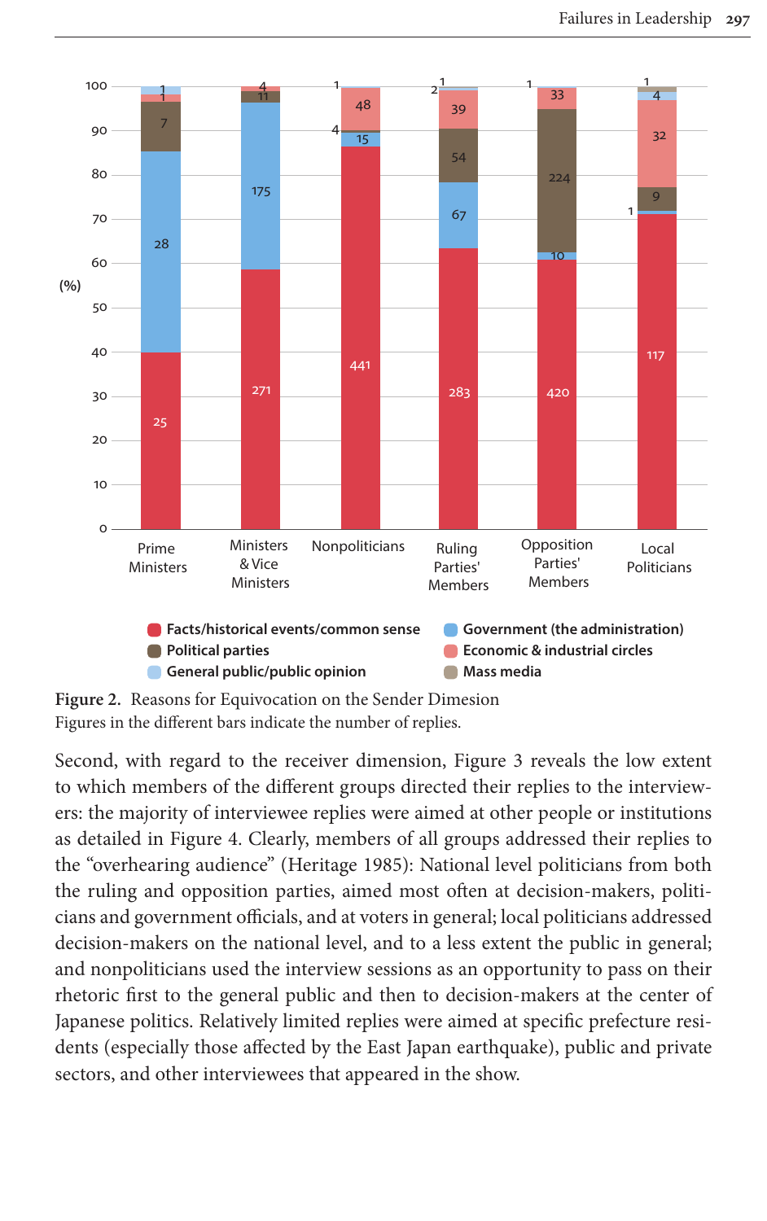**Figure 2.** Reasons for Equivocation on the Sender Dimesion
Figures in the different bars indicate the number of replies.

Second, with regard to the receiver dimension, Figure 3 reveals the low extent to which members of the different groups directed their replies to the interviewers: the majority of interviewee replies were aimed at other people or institutions as detailed in Figure 4. Clearly, members of all groups addressed their replies to the "overhearing audience" (Heritage 1985): National level politicians from both the ruling and opposition parties, aimed most often at decision-makers, politicians and government officials, and at voters in general; local politicians addressed decision-makers on the national level, and to a less extent the public in general; and nonpoliticians used the interview sessions as an opportunity to pass on their rhetoric first to the general public and then to decision-makers at the center of Japanese politics. Relatively limited replies were aimed at specific prefecture residents (especially those affected by the East Japan earthquake), public and private sectors, and other interviewees that appeared in the show.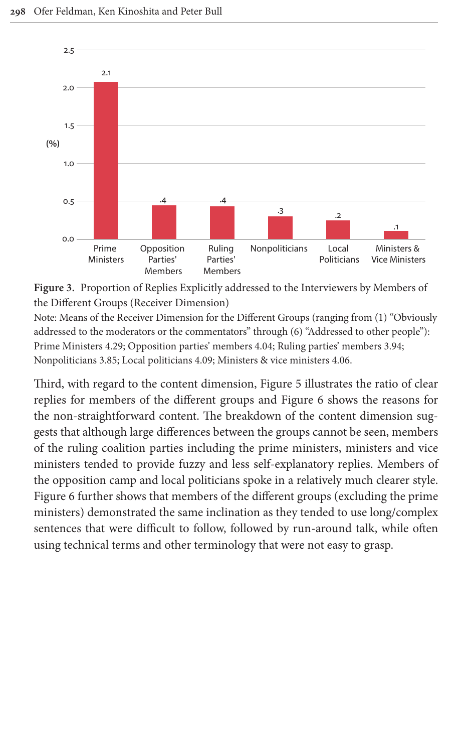**Figure 3.** Proportion of Replies Explicitly addressed to the Interviewers by Members of the Different Groups (Receiver Dimension)

Note: Means of the Receiver Dimension for the Different Groups (ranging from (1) "Obviously addressed to the moderators or the commentators" through (6) "Addressed to other people"): Prime Ministers 4.29; Opposition parties' members 4.04; Ruling parties' members 3.94; Nonpoliticians 3.85; Local politicians 4.09; Ministers & vice ministers 4.06.

Third, with regard to the content dimension, Figure 5 illustrates the ratio of clear replies for members of the different groups and Figure 6 shows the reasons for the non-straightforward content. The breakdown of the content dimension suggests that although large differences between the groups cannot be seen, members of the ruling coalition parties including the prime ministers, ministers and vice ministers tended to provide fuzzy and less self-explanatory replies. Members of the opposition camp and local politicians spoke in a relatively much clearer style. Figure 6 further shows that members of the different groups (excluding the prime ministers) demonstrated the same inclination as they tended to use long/complex sentences that were difficult to follow, followed by run-around talk, while often using technical terms and other terminology that were not easy to grasp.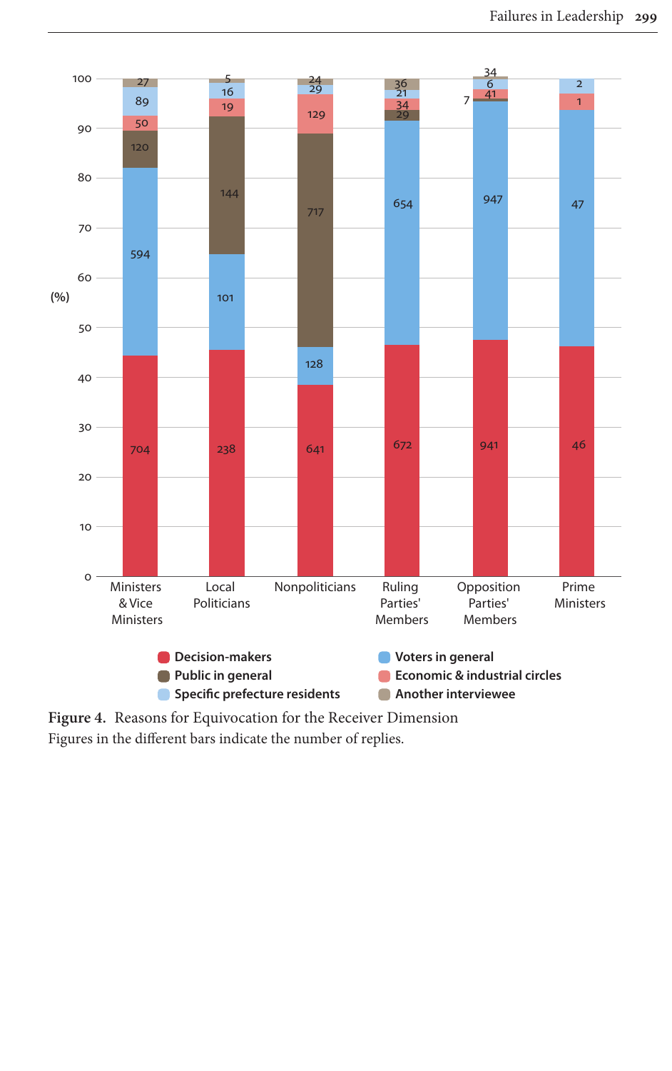**Figure 4.** Reasons for Equivocation for the Receiver Dimension

Figures in the different bars indicate the number of replies.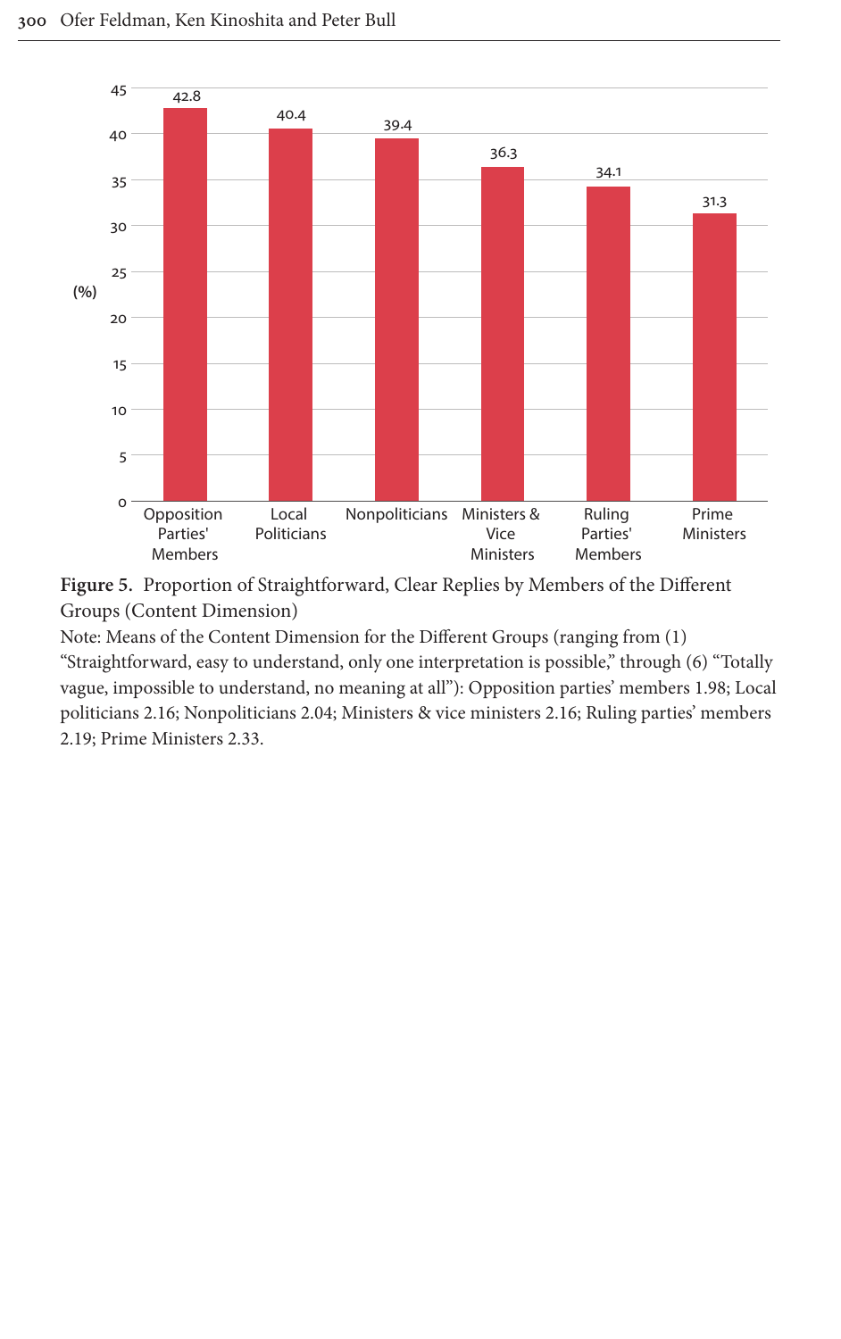| Group | (%) |
|---|---|
| Opposition Parties' Members | 42.8 |
| Local Politicians | 40.4 |
| Nonpoliticians | 39.4 |
| Ministers & Vice Ministers | 36.3 |
| Ruling Parties' Members | 34.1 |
| Prime Ministers | 31.3 |

**Figure 5.** Proportion of Straightforward, Clear Replies by Members of the Different Groups (Content Dimension)

Note: Means of the Content Dimension for the Different Groups (ranging from (1) "Straightforward, easy to understand, only one interpretation is possible," through (6) "Totally vague, impossible to understand, no meaning at all"): Opposition parties' members 1.98; Local politicians 2.16; Nonpoliticians 2.04; Ministers & vice ministers 2.16; Ruling parties' members 2.19; Prime Ministers 2.33.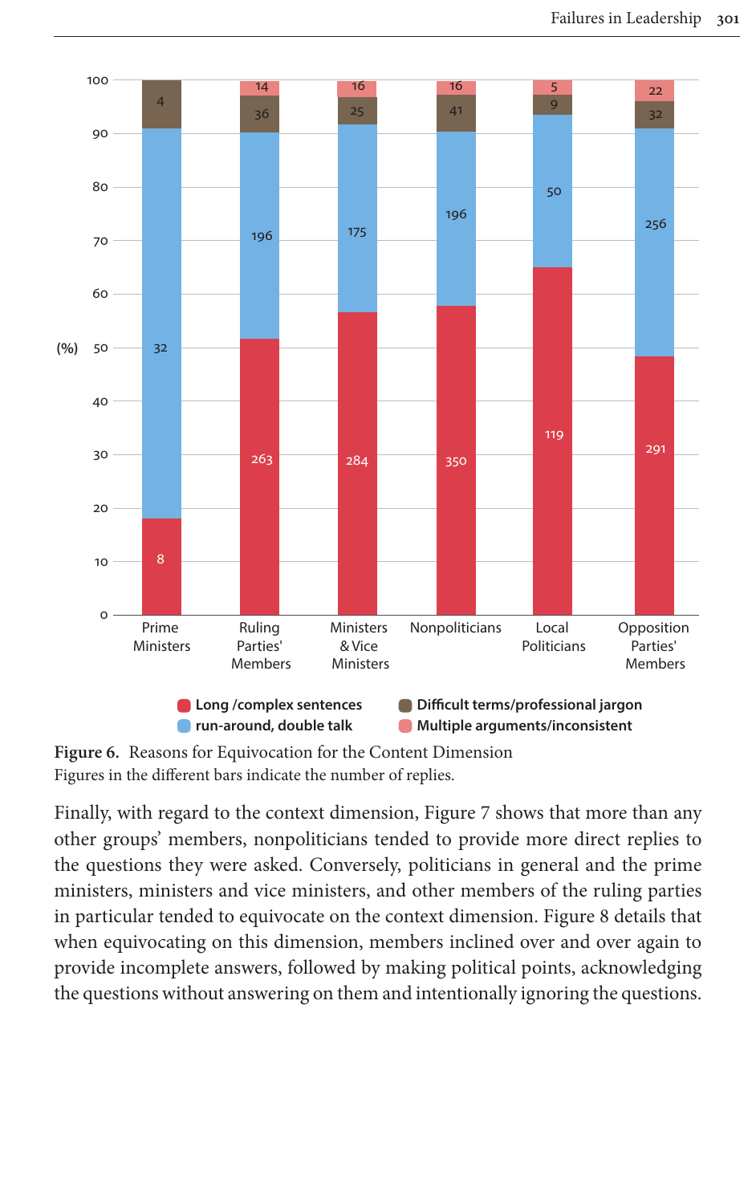**Figure 6.** Reasons for Equivocation for the Content Dimension
Figures in the different bars indicate the number of replies.

Finally, with regard to the context dimension, Figure 7 shows that more than any other groups' members, nonpoliticians tended to provide more direct replies to the questions they were asked. Conversely, politicians in general and the prime ministers, ministers and vice ministers, and other members of the ruling parties in particular tended to equivocate on the context dimension. Figure 8 details that when equivocating on this dimension, members inclined over and over again to provide incomplete answers, followed by making political points, acknowledging the questions without answering on them and intentionally ignoring the questions.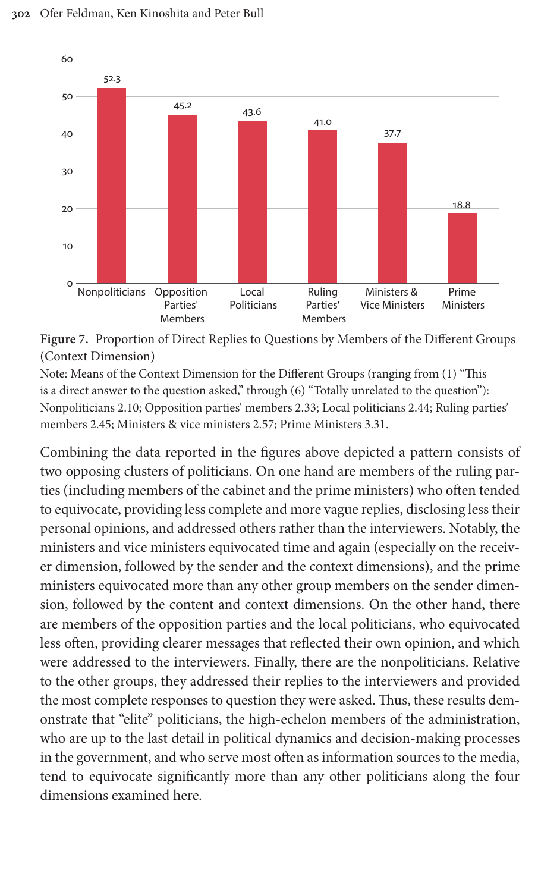| Group | Proportion of Direct Replies |
|---|---|
| Nonpoliticians | 52.3 |
| Opposition Parties' Members | 45.2 |
| Local Politicians | 43.6 |
| Ruling Parties' Members | 41.0 |
| Ministers & Vice Ministers | 37.7 |
| Prime Ministers | 18.8 |

**Figure 7.** Proportion of Direct Replies to Questions by Members of the Different Groups (Context Dimension)

Note: Means of the Context Dimension for the Different Groups (ranging from (1) "This is a direct answer to the question asked," through (6) "Totally unrelated to the question"): Nonpoliticians 2.10; Opposition parties' members 2.33; Local politicians 2.44; Ruling parties' members 2.45; Ministers & vice ministers 2.57; Prime Ministers 3.31.

Combining the data reported in the figures above depicted a pattern consists of two opposing clusters of politicians. On one hand are members of the ruling parties (including members of the cabinet and the prime ministers) who often tended to equivocate, providing less complete and more vague replies, disclosing less their personal opinions, and addressed others rather than the interviewers. Notably, the ministers and vice ministers equivocated time and again (especially on the receiver dimension, followed by the sender and the context dimensions), and the prime ministers equivocated more than any other group members on the sender dimension, followed by the content and context dimensions. On the other hand, there are members of the opposition parties and the local politicians, who equivocated less often, providing clearer messages that reflected their own opinion, and which were addressed to the interviewers. Finally, there are the nonpoliticians. Relative to the other groups, they addressed their replies to the interviewers and provided the most complete responses to question they were asked. Thus, these results demonstrate that "elite" politicians, the high-echelon members of the administration, who are up to the last detail in political dynamics and decision-making processes in the government, and who serve most often as information sources to the media, tend to equivocate significantly more than any other politicians along the four dimensions examined here.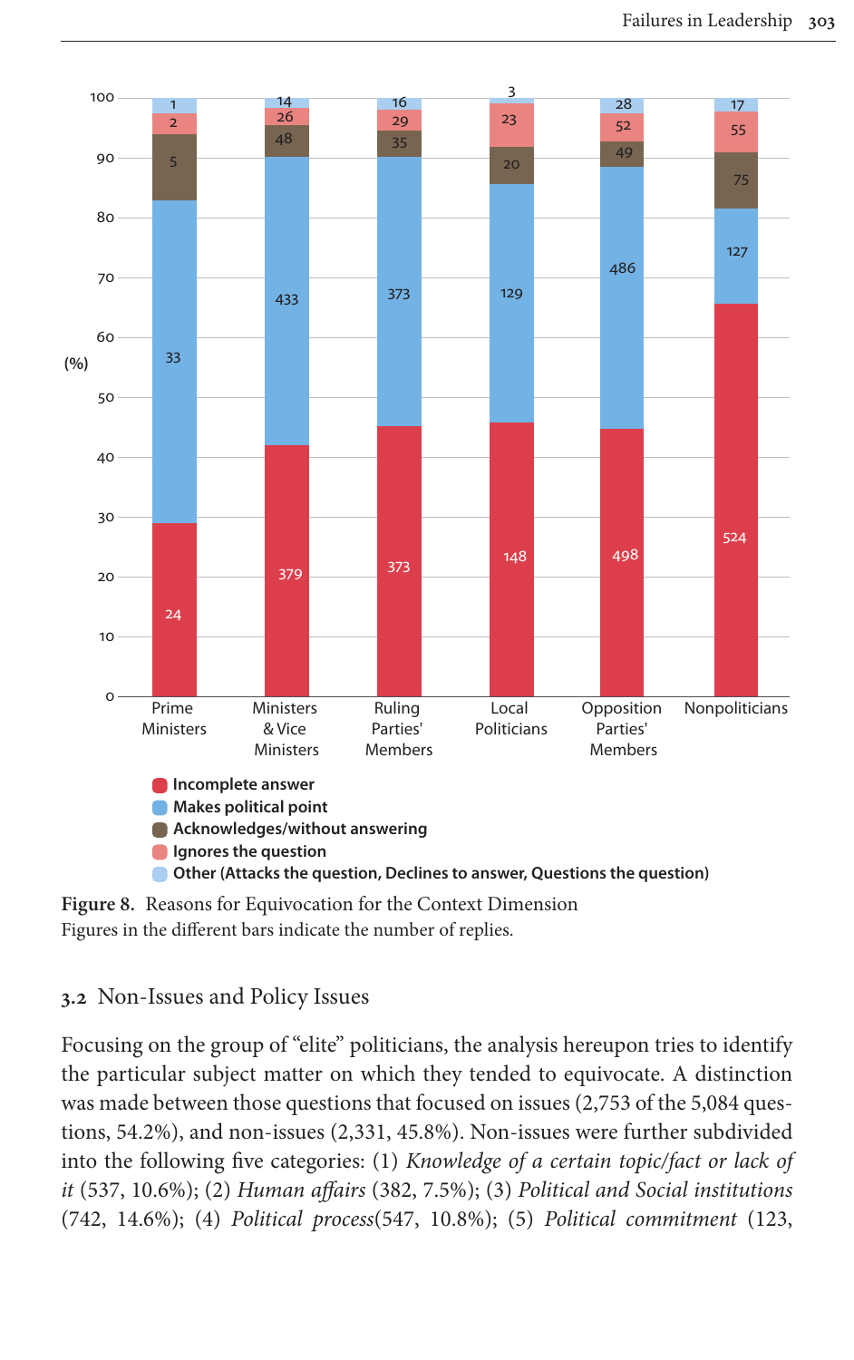**Figure 8.** Reasons for Equivocation for the Context Dimension
Figures in the different bars indicate the number of replies.

| | Prime Ministers | Ministers & Vice Ministers | Ruling Parties' Members | Local Politicians | Opposition Parties' Members | Nonpoliticians |
|---|---|---|---|---|---|---|
| Incomplete answer | 24 | 379 | 373 | 148 | 498 | 524 |
| Makes political point | 33 | 433 | 373 | 129 | 486 | 127 |
| Acknowledges/without answering | 5 | 48 | 35 | 20 | 49 | 75 |
| Ignores the question | 2 | 26 | 29 | 23 | 52 | 55 |
| Other (Attacks the question, Declines to answer, Questions the question) | 1 | 14 | 16 | 3 | 28 | 17 |

## 3.2 Non-Issues and Policy Issues

Focusing on the group of "elite" politicians, the analysis hereupon tries to identify the particular subject matter on which they tended to equivocate. A distinction was made between those questions that focused on issues (2,753 of the 5,084 questions, 54.2%), and non-issues (2,331, 45.8%). Non-issues were further subdivided into the following five categories: (1) *Knowledge of a certain topic/fact or lack of it* (537, 10.6%); (2) *Human affairs* (382, 7.5%); (3) *Political and Social institutions* (742, 14.6%); (4) *Political process*(547, 10.8%); (5) *Political commitment* (123,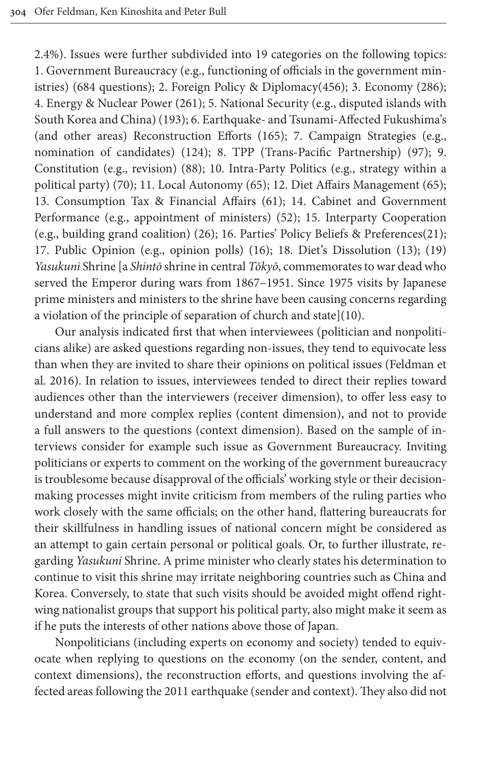2.4%). Issues were further subdivided into 19 categories on the following topics: 1. Government Bureaucracy (e.g., functioning of officials in the government ministries) (684 questions); 2. Foreign Policy & Diplomacy(456); 3. Economy (286); 4. Energy & Nuclear Power (261); 5. National Security (e.g., disputed islands with South Korea and China) (193); 6. Earthquake- and Tsunami-Affected Fukushima's (and other areas) Reconstruction Efforts (165); 7. Campaign Strategies (e.g., nomination of candidates) (124); 8. TPP (Trans-Pacific Partnership) (97); 9. Constitution (e.g., revision) (88); 10. Intra-Party Politics (e.g., strategy within a political party) (70); 11. Local Autonomy (65); 12. Diet Affairs Management (65); 13. Consumption Tax & Financial Affairs (61); 14. Cabinet and Government Performance (e.g., appointment of ministers) (52); 15. Interparty Cooperation (e.g., building grand coalition) (26); 16. Parties' Policy Beliefs & Preferences(21); 17. Public Opinion (e.g., opinion polls) (16); 18. Diet's Dissolution (13); (19) *Yasukuni* Shrine [a *Shintō* shrine in central *Tōkyō*, commemorates to war dead who served the Emperor during wars from 1867–1951. Since 1975 visits by Japanese prime ministers and ministers to the shrine have been causing concerns regarding a violation of the principle of separation of church and state](10).

Our analysis indicated first that when interviewees (politician and nonpoliticians alike) are asked questions regarding non-issues, they tend to equivocate less than when they are invited to share their opinions on political issues (Feldman et al. 2016). In relation to issues, interviewees tended to direct their replies toward audiences other than the interviewers (receiver dimension), to offer less easy to understand and more complex replies (content dimension), and not to provide a full answers to the questions (context dimension). Based on the sample of interviews consider for example such issue as Government Bureaucracy. Inviting politicians or experts to comment on the working of the government bureaucracy is troublesome because disapproval of the officials' working style or their decision-making processes might invite criticism from members of the ruling parties who work closely with the same officials; on the other hand, flattering bureaucrats for their skillfulness in handling issues of national concern might be considered as an attempt to gain certain personal or political goals. Or, to further illustrate, regarding *Yasukuni* Shrine. A prime minister who clearly states his determination to continue to visit this shrine may irritate neighboring countries such as China and Korea. Conversely, to state that such visits should be avoided might offend right-wing nationalist groups that support his political party, also might make it seem as if he puts the interests of other nations above those of Japan.

Nonpoliticians (including experts on economy and society) tended to equivocate when replying to questions on the economy (on the sender, content, and context dimensions), the reconstruction efforts, and questions involving the affected areas following the 2011 earthquake (sender and context). They also did not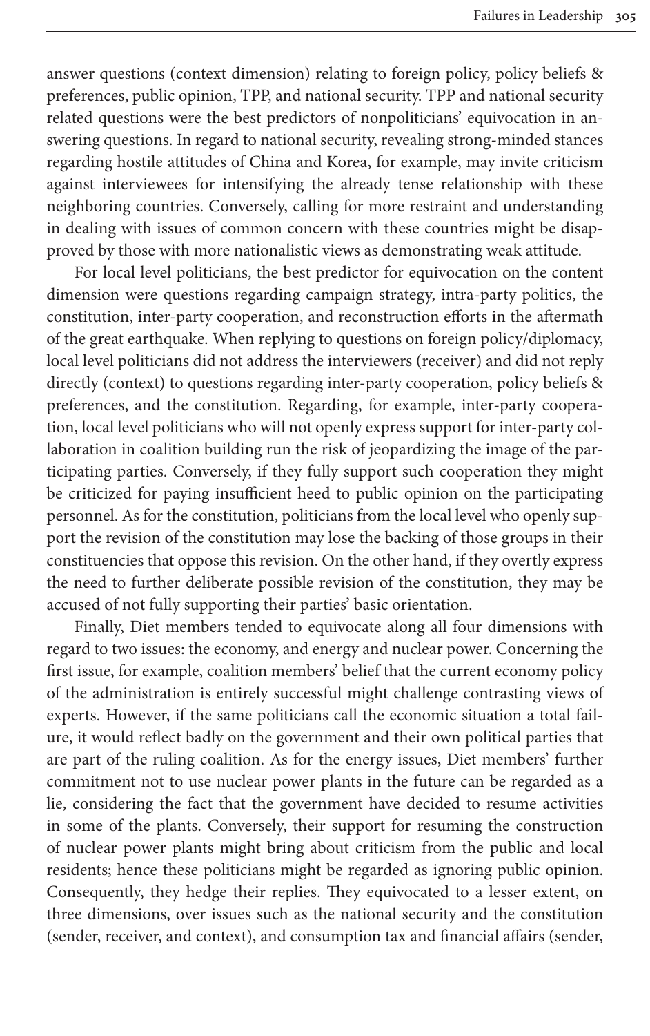answer questions (context dimension) relating to foreign policy, policy beliefs & preferences, public opinion, TPP, and national security. TPP and national security related questions were the best predictors of nonpoliticians' equivocation in answering questions. In regard to national security, revealing strong-minded stances regarding hostile attitudes of China and Korea, for example, may invite criticism against interviewees for intensifying the already tense relationship with these neighboring countries. Conversely, calling for more restraint and understanding in dealing with issues of common concern with these countries might be disapproved by those with more nationalistic views as demonstrating weak attitude.

For local level politicians, the best predictor for equivocation on the content dimension were questions regarding campaign strategy, intra-party politics, the constitution, inter-party cooperation, and reconstruction efforts in the aftermath of the great earthquake. When replying to questions on foreign policy/diplomacy, local level politicians did not address the interviewers (receiver) and did not reply directly (context) to questions regarding inter-party cooperation, policy beliefs & preferences, and the constitution. Regarding, for example, inter-party cooperation, local level politicians who will not openly express support for inter-party collaboration in coalition building run the risk of jeopardizing the image of the participating parties. Conversely, if they fully support such cooperation they might be criticized for paying insufficient heed to public opinion on the participating personnel. As for the constitution, politicians from the local level who openly support the revision of the constitution may lose the backing of those groups in their constituencies that oppose this revision. On the other hand, if they overtly express the need to further deliberate possible revision of the constitution, they may be accused of not fully supporting their parties' basic orientation.

Finally, Diet members tended to equivocate along all four dimensions with regard to two issues: the economy, and energy and nuclear power. Concerning the first issue, for example, coalition members' belief that the current economy policy of the administration is entirely successful might challenge contrasting views of experts. However, if the same politicians call the economic situation a total failure, it would reflect badly on the government and their own political parties that are part of the ruling coalition. As for the energy issues, Diet members' further commitment not to use nuclear power plants in the future can be regarded as a lie, considering the fact that the government have decided to resume activities in some of the plants. Conversely, their support for resuming the construction of nuclear power plants might bring about criticism from the public and local residents; hence these politicians might be regarded as ignoring public opinion. Consequently, they hedge their replies. They equivocated to a lesser extent, on three dimensions, over issues such as the national security and the constitution (sender, receiver, and context), and consumption tax and financial affairs (sender,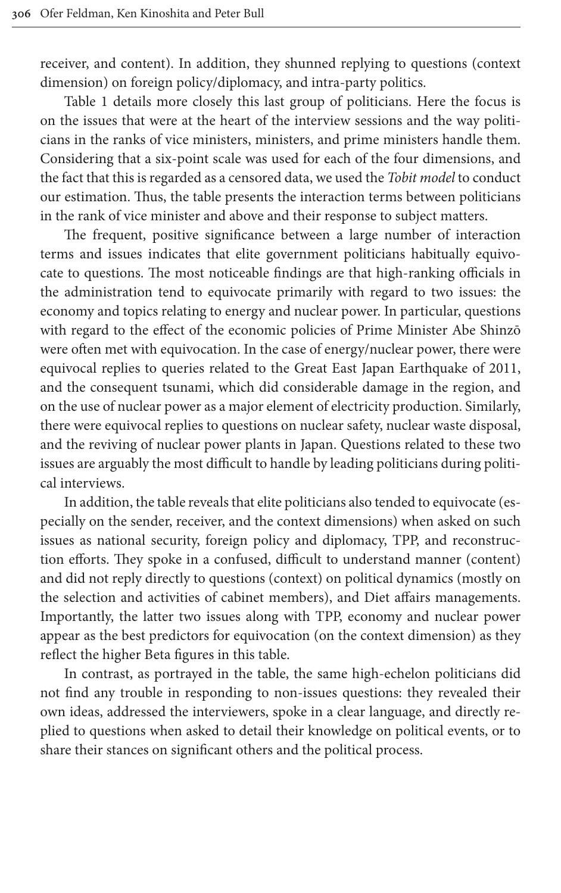receiver, and content). In addition, they shunned replying to questions (context dimension) on foreign policy/diplomacy, and intra-party politics.

Table 1 details more closely this last group of politicians. Here the focus is on the issues that were at the heart of the interview sessions and the way politicians in the ranks of vice ministers, ministers, and prime ministers handle them. Considering that a six-point scale was used for each of the four dimensions, and the fact that this is regarded as a censored data, we used the *Tobit model* to conduct our estimation. Thus, the table presents the interaction terms between politicians in the rank of vice minister and above and their response to subject matters.

The frequent, positive significance between a large number of interaction terms and issues indicates that elite government politicians habitually equivocate to questions. The most noticeable findings are that high-ranking officials in the administration tend to equivocate primarily with regard to two issues: the economy and topics relating to energy and nuclear power. In particular, questions with regard to the effect of the economic policies of Prime Minister Abe Shinzō were often met with equivocation. In the case of energy/nuclear power, there were equivocal replies to queries related to the Great East Japan Earthquake of 2011, and the consequent tsunami, which did considerable damage in the region, and on the use of nuclear power as a major element of electricity production. Similarly, there were equivocal replies to questions on nuclear safety, nuclear waste disposal, and the reviving of nuclear power plants in Japan. Questions related to these two issues are arguably the most difficult to handle by leading politicians during political interviews.

In addition, the table reveals that elite politicians also tended to equivocate (especially on the sender, receiver, and the context dimensions) when asked on such issues as national security, foreign policy and diplomacy, TPP, and reconstruction efforts. They spoke in a confused, difficult to understand manner (content) and did not reply directly to questions (context) on political dynamics (mostly on the selection and activities of cabinet members), and Diet affairs managements. Importantly, the latter two issues along with TPP, economy and nuclear power appear as the best predictors for equivocation (on the context dimension) as they reflect the higher Beta figures in this table.

In contrast, as portrayed in the table, the same high-echelon politicians did not find any trouble in responding to non-issues questions: they revealed their own ideas, addressed the interviewers, spoke in a clear language, and directly replied to questions when asked to detail their knowledge on political events, or to share their stances on significant others and the political process.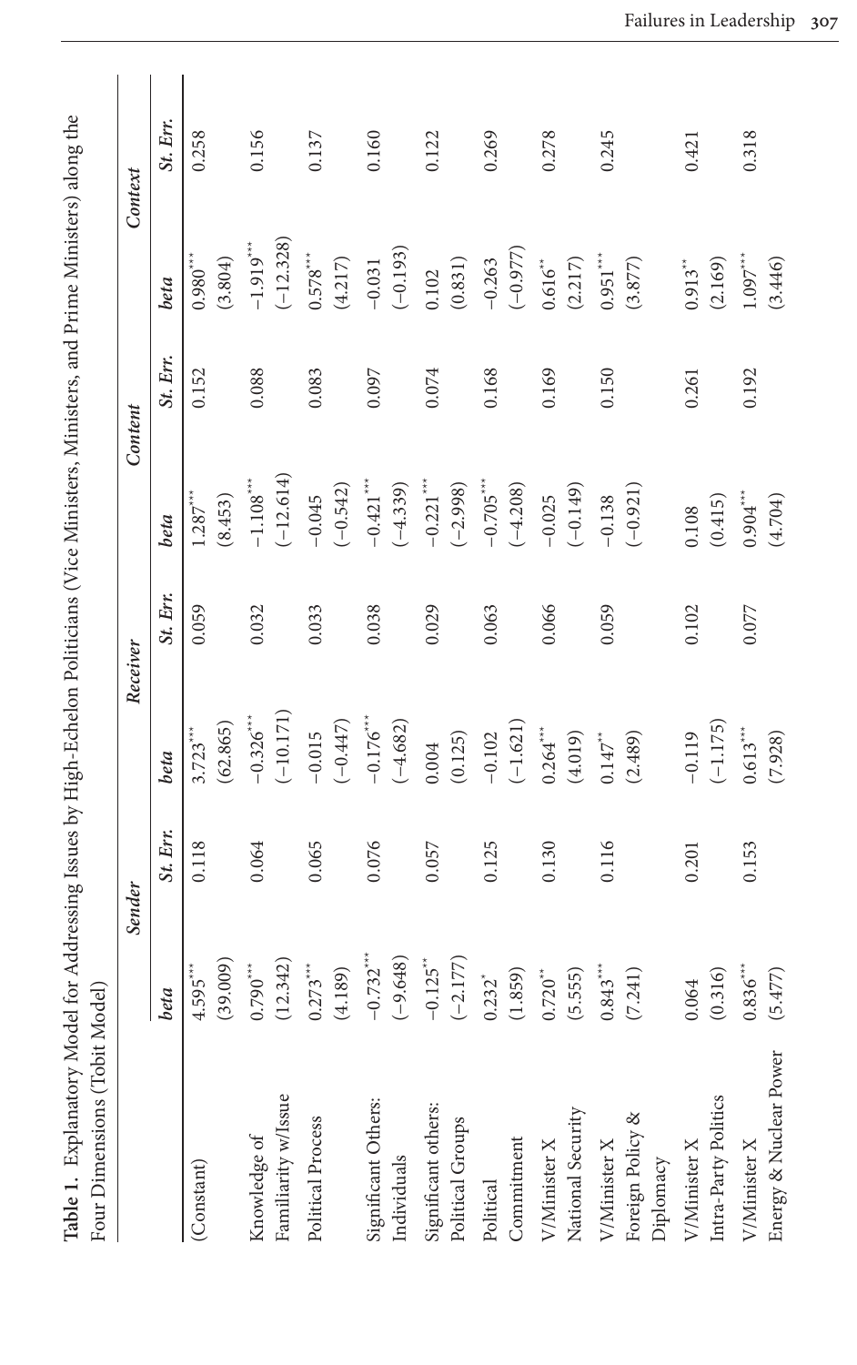**Table 1.** Explanatory Model for Addressing Issues by High-Echelon Politicians (Vice Ministers, Ministers, and Prime Ministers) along the Four Dimensions (Tobit Model)

| | *Sender* | | *Receiver* | | *Content* | | *Context* | |
|---|---|---|---|---|---|---|---|---|
| | *beta* | *St. Err.* | *beta* | *St. Err.* | *beta* | *St. Err.* | *beta* | *St. Err.* |
| (Constant) | 4.595*** | 0.118 | 3.723*** | 0.059 | 1.287*** | 0.152 | 0.980*** | 0.258 |
| | (39.009) | | (62.865) | | (8.453) | | (3.804) | |
| Knowledge of Familiarity w/Issue | 0.790*** | 0.064 | −0.326*** | 0.032 | −1.108*** | 0.088 | −1.919*** | 0.156 |
| | (12.342) | | (−10.171) | | (−12.614) | | (−12.328) | |
| Political Process | 0.273*** | 0.065 | −0.015 | 0.033 | −0.045 | 0.083 | 0.578*** | 0.137 |
| | (4.189) | | (−0.447) | | (−0.542) | | (4.217) | |
| Significant Others: Individuals | −0.732*** | 0.076 | −0.176*** | 0.038 | −0.421*** | 0.097 | −0.031 | 0.160 |
| | (−9.648) | | (−4.682) | | (−4.339) | | (−0.193) | |
| Significant others: Political Groups | −0.125** | 0.057 | 0.004 | 0.029 | −0.221*** | 0.074 | 0.102 | 0.122 |
| | (−2.177) | | (0.125) | | (−2.998) | | (0.831) | |
| Political Commitment | 0.232* | 0.125 | −0.102 | 0.063 | −0.705*** | 0.168 | −0.263 | 0.269 |
| | (1.859) | | (−1.621) | | (−4.208) | | (−0.977) | |
| V/Minister X National Security | 0.720** | 0.130 | 0.264*** | 0.066 | −0.025 | 0.169 | 0.616** | 0.278 |
| | (5.555) | | (4.019) | | (−0.149) | | (2.217) | |
| V/Minister X Foreign Policy & Diplomacy | 0.843*** | 0.116 | 0.147** | 0.059 | −0.138 | 0.150 | 0.951*** | 0.245 |
| | (7.241) | | (2.489) | | (−0.921) | | (3.877) | |
| V/Minister X Intra-Party Politics | 0.064 | 0.201 | −0.119 | 0.102 | 0.108 | 0.261 | 0.913** | 0.421 |
| | (0.316) | | (−1.175) | | (0.415) | | (2.169) | |
| V/Minister X Energy & Nuclear Power | 0.836*** | 0.153 | 0.613*** | 0.077 | 0.904*** | 0.192 | 1.097*** | 0.318 |
| | (5.477) | | (7.928) | | (4.704) | | (3.446) | |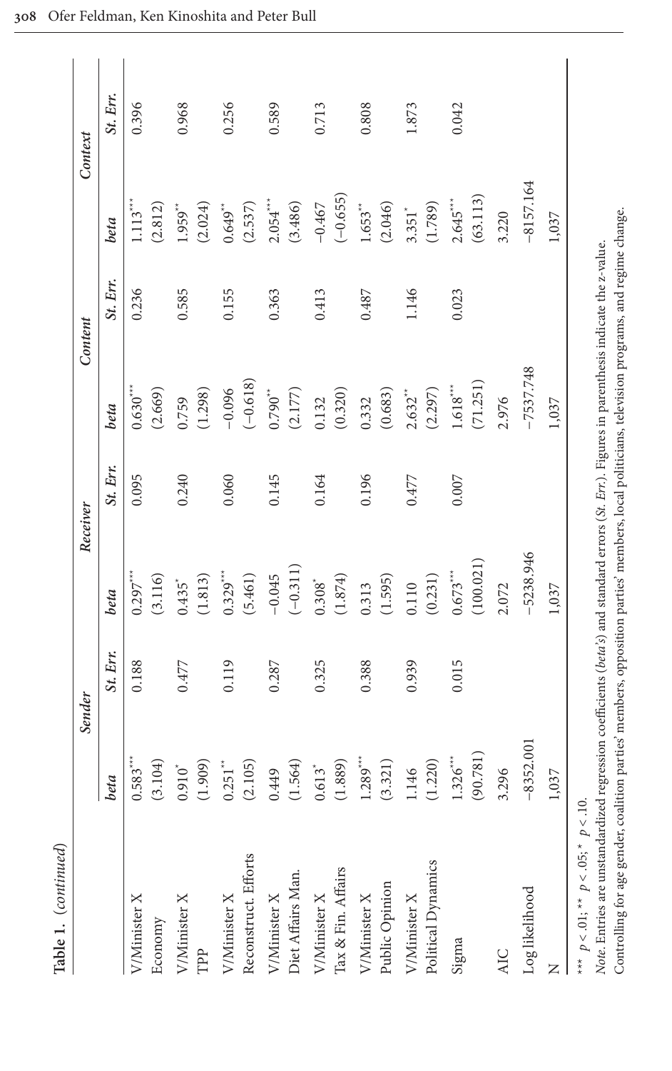**Table 1.** *(continued)*

| | Sender | | Receiver | | Content | | Context | |
|---|---|---|---|---|---|---|---|---|
| | *beta* | *St. Err.* | *beta* | *St. Err.* | *beta* | *St. Err.* | *beta* | *St. Err.* |
| V/Minister X | 0.583*** | 0.188 | 0.297*** | 0.095 | 0.630*** | 0.236 | 1.113*** | 0.396 |
| Economy | (3.104) | | (3.116) | | (2.669) | | (2.812) | |
| V/Minister X | 0.910* | 0.477 | 0.435* | 0.240 | 0.759 | 0.585 | 1.959** | 0.968 |
| TPP | (1.909) | | (1.813) | | (1.298) | | (2.024) | |
| V/Minister X | 0.251** | 0.119 | 0.329*** | 0.060 | −0.096 | 0.155 | 0.649** | 0.256 |
| Reconstruct. Efforts | (2.105) | | (5.461) | | (−0.618) | | (2.537) | |
| V/Minister X | 0.449 | 0.287 | −0.045 | 0.145 | 0.790** | 0.363 | 2.054*** | 0.589 |
| Diet Affairs Man. | (1.564) | | (−0.311) | | (2.177) | | (3.486) | |
| V/Minister X | 0.613* | 0.325 | 0.308* | 0.164 | 0.132 | 0.413 | −0.467 | 0.713 |
| Tax & Fin. Affairs | (1.889) | | (1.874) | | (0.320) | | (−0.655) | |
| V/Minister X | 1.289*** | 0.388 | 0.313 | 0.196 | 0.332 | 0.487 | 1.653** | 0.808 |
| Public Opinion | (3.321) | | (1.595) | | (0.683) | | (2.046) | |
| V/Minister X | 1.146 | 0.939 | 0.110 | 0.477 | 2.632** | 1.146 | 3.351* | 1.873 |
| Political Dynamics | (1.220) | | (0.231) | | (2.297) | | (1.789) | |
| Sigma | 1.326*** | 0.015 | 0.673*** | 0.007 | 1.618*** | 0.023 | 2.645*** | 0.042 |
| | (90.781) | | (100.021) | | (71.251) | | (63.113) | |
| AIC | 3.296 | | 2.072 | | 2.976 | | 3.220 | |
| Log likelihood | −8352.001 | | −5238.946 | | −7537.748 | | −8157.164 | |
| N | 1,037 | | 1,037 | | 1,037 | | 1,037 | |

*** $p < .01$; ** $p < .05$; * $p < .10$.

*Note*. Entries are unstandardized regression coefficients (*beta's*) and standard errors (*St. Err.*). Figures in parenthesis indicate the *z*-value.

Controlling for age gender, coalition parties' members, opposition parties' members, local politicians, television programs, and regime change.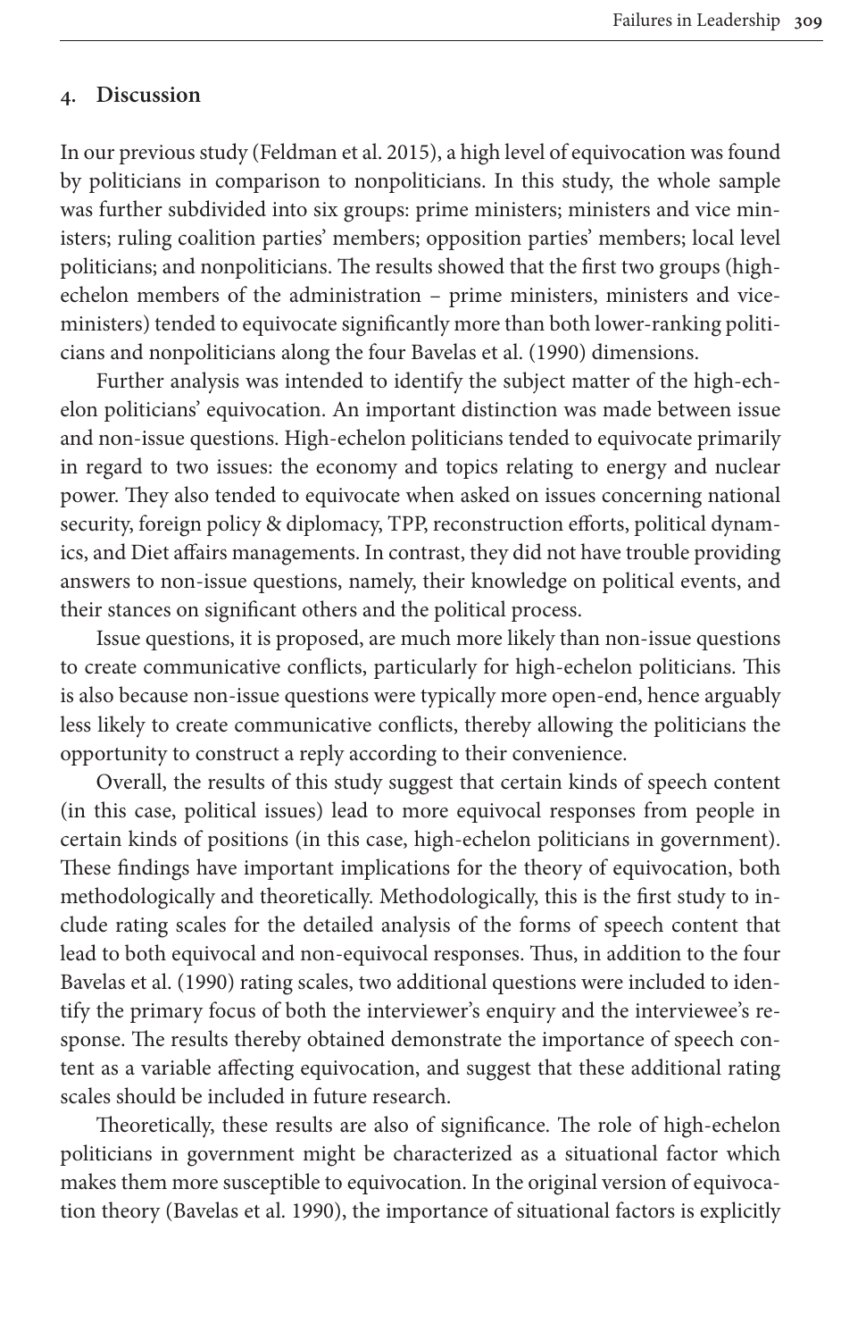## 4. Discussion

In our previous study (Feldman et al. 2015), a high level of equivocation was found by politicians in comparison to nonpoliticians. In this study, the whole sample was further subdivided into six groups: prime ministers; ministers and vice ministers; ruling coalition parties' members; opposition parties' members; local level politicians; and nonpoliticians. The results showed that the first two groups (high-echelon members of the administration – prime ministers, ministers and vice-ministers) tended to equivocate significantly more than both lower-ranking politicians and nonpoliticians along the four Bavelas et al. (1990) dimensions.

Further analysis was intended to identify the subject matter of the high-echelon politicians' equivocation. An important distinction was made between issue and non-issue questions. High-echelon politicians tended to equivocate primarily in regard to two issues: the economy and topics relating to energy and nuclear power. They also tended to equivocate when asked on issues concerning national security, foreign policy & diplomacy, TPP, reconstruction efforts, political dynamics, and Diet affairs managements. In contrast, they did not have trouble providing answers to non-issue questions, namely, their knowledge on political events, and their stances on significant others and the political process.

Issue questions, it is proposed, are much more likely than non-issue questions to create communicative conflicts, particularly for high-echelon politicians. This is also because non-issue questions were typically more open-end, hence arguably less likely to create communicative conflicts, thereby allowing the politicians the opportunity to construct a reply according to their convenience.

Overall, the results of this study suggest that certain kinds of speech content (in this case, political issues) lead to more equivocal responses from people in certain kinds of positions (in this case, high-echelon politicians in government). These findings have important implications for the theory of equivocation, both methodologically and theoretically. Methodologically, this is the first study to include rating scales for the detailed analysis of the forms of speech content that lead to both equivocal and non-equivocal responses. Thus, in addition to the four Bavelas et al. (1990) rating scales, two additional questions were included to identify the primary focus of both the interviewer's enquiry and the interviewee's response. The results thereby obtained demonstrate the importance of speech content as a variable affecting equivocation, and suggest that these additional rating scales should be included in future research.

Theoretically, these results are also of significance. The role of high-echelon politicians in government might be characterized as a situational factor which makes them more susceptible to equivocation. In the original version of equivocation theory (Bavelas et al. 1990), the importance of situational factors is explicitly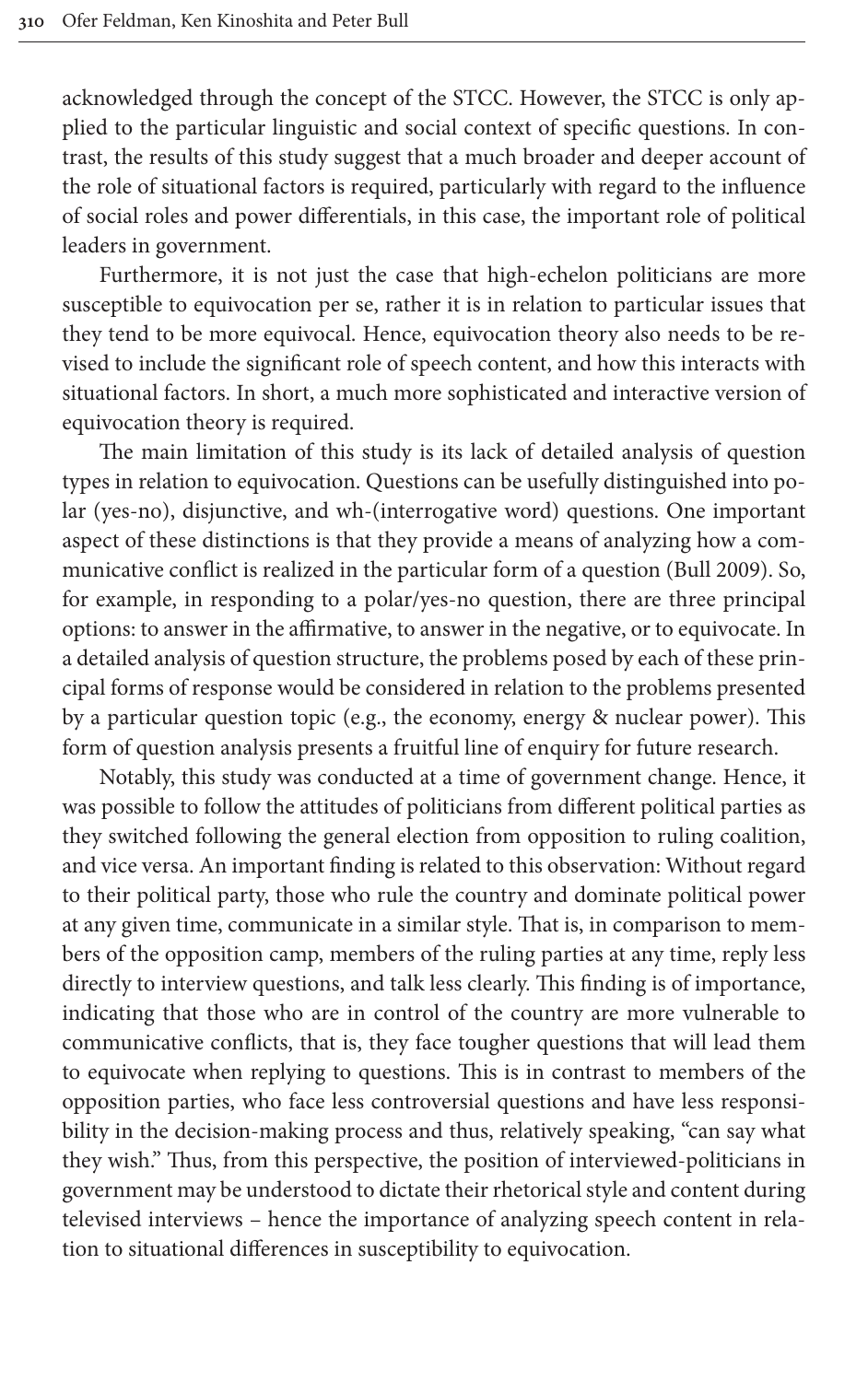acknowledged through the concept of the STCC. However, the STCC is only applied to the particular linguistic and social context of specific questions. In contrast, the results of this study suggest that a much broader and deeper account of the role of situational factors is required, particularly with regard to the influence of social roles and power differentials, in this case, the important role of political leaders in government.

Furthermore, it is not just the case that high-echelon politicians are more susceptible to equivocation per se, rather it is in relation to particular issues that they tend to be more equivocal. Hence, equivocation theory also needs to be revised to include the significant role of speech content, and how this interacts with situational factors. In short, a much more sophisticated and interactive version of equivocation theory is required.

The main limitation of this study is its lack of detailed analysis of question types in relation to equivocation. Questions can be usefully distinguished into polar (yes-no), disjunctive, and wh-(interrogative word) questions. One important aspect of these distinctions is that they provide a means of analyzing how a communicative conflict is realized in the particular form of a question (Bull 2009). So, for example, in responding to a polar/yes-no question, there are three principal options: to answer in the affirmative, to answer in the negative, or to equivocate. In a detailed analysis of question structure, the problems posed by each of these principal forms of response would be considered in relation to the problems presented by a particular question topic (e.g., the economy, energy & nuclear power). This form of question analysis presents a fruitful line of enquiry for future research.

Notably, this study was conducted at a time of government change. Hence, it was possible to follow the attitudes of politicians from different political parties as they switched following the general election from opposition to ruling coalition, and vice versa. An important finding is related to this observation: Without regard to their political party, those who rule the country and dominate political power at any given time, communicate in a similar style. That is, in comparison to members of the opposition camp, members of the ruling parties at any time, reply less directly to interview questions, and talk less clearly. This finding is of importance, indicating that those who are in control of the country are more vulnerable to communicative conflicts, that is, they face tougher questions that will lead them to equivocate when replying to questions. This is in contrast to members of the opposition parties, who face less controversial questions and have less responsibility in the decision-making process and thus, relatively speaking, "can say what they wish." Thus, from this perspective, the position of interviewed-politicians in government may be understood to dictate their rhetorical style and content during televised interviews – hence the importance of analyzing speech content in relation to situational differences in susceptibility to equivocation.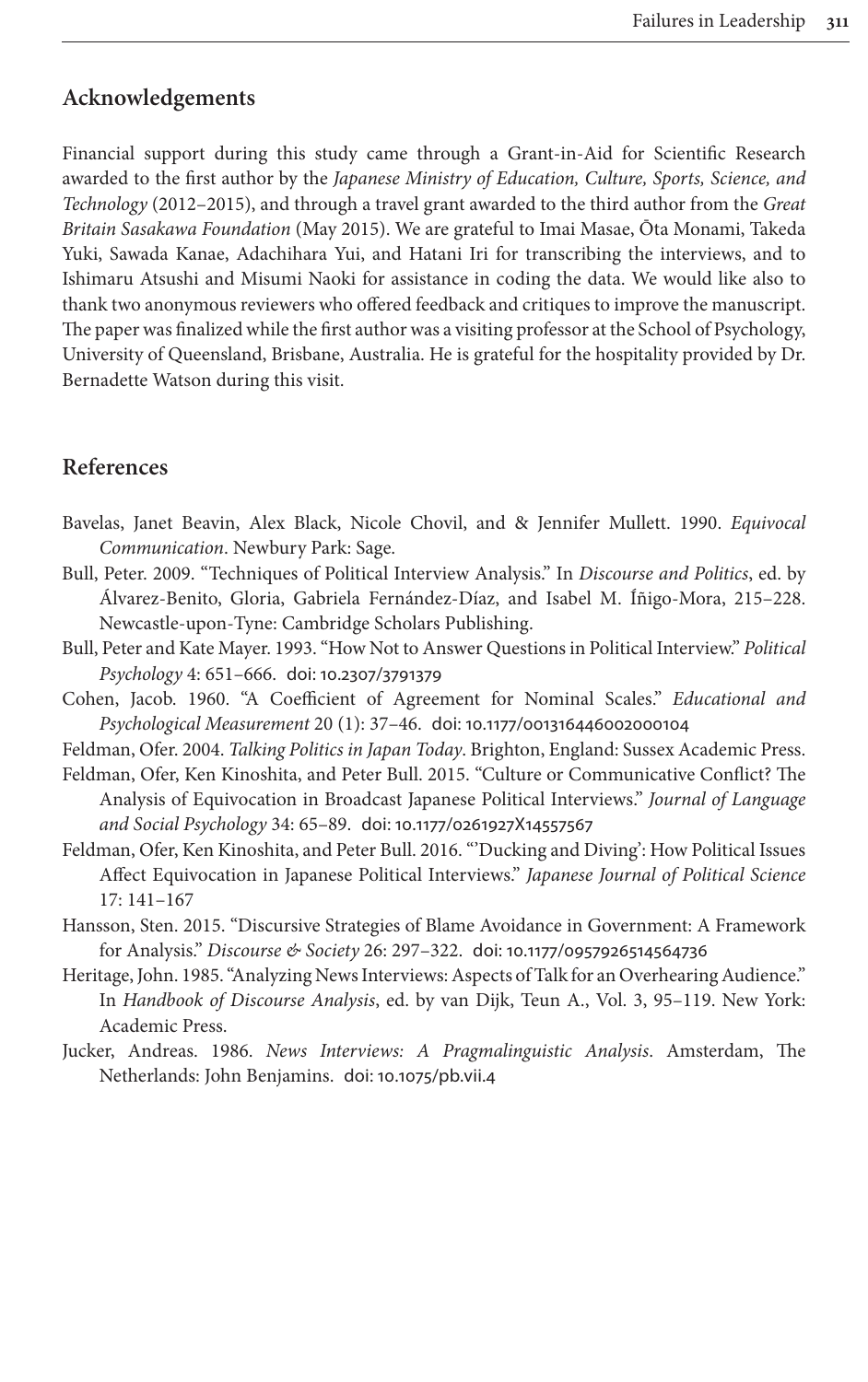## Acknowledgements

Financial support during this study came through a Grant-in-Aid for Scientific Research awarded to the first author by the *Japanese Ministry of Education, Culture, Sports, Science, and Technology* (2012–2015), and through a travel grant awarded to the third author from the *Great Britain Sasakawa Foundation* (May 2015). We are grateful to Imai Masae, Ōta Monami, Takeda Yuki, Sawada Kanae, Adachihara Yui, and Hatani Iri for transcribing the interviews, and to Ishimaru Atsushi and Misumi Naoki for assistance in coding the data. We would like also to thank two anonymous reviewers who offered feedback and critiques to improve the manuscript. The paper was finalized while the first author was a visiting professor at the School of Psychology, University of Queensland, Brisbane, Australia. He is grateful for the hospitality provided by Dr. Bernadette Watson during this visit.

## References

Bavelas, Janet Beavin, Alex Black, Nicole Chovil, and & Jennifer Mullett. 1990. *Equivocal Communication*. Newbury Park: Sage.

Bull, Peter. 2009. "Techniques of Political Interview Analysis." In *Discourse and Politics*, ed. by Álvarez-Benito, Gloria, Gabriela Fernández-Díaz, and Isabel M. Íñigo-Mora, 215–228. Newcastle-upon-Tyne: Cambridge Scholars Publishing.

Bull, Peter and Kate Mayer. 1993. "How Not to Answer Questions in Political Interview." *Political Psychology* 4: 651–666. doi: 10.2307/3791379

Cohen, Jacob. 1960. "A Coefficient of Agreement for Nominal Scales." *Educational and Psychological Measurement* 20 (1): 37–46. doi: 10.1177/001316446002000104

Feldman, Ofer. 2004. *Talking Politics in Japan Today*. Brighton, England: Sussex Academic Press.

Feldman, Ofer, Ken Kinoshita, and Peter Bull. 2015. "Culture or Communicative Conflict? The Analysis of Equivocation in Broadcast Japanese Political Interviews." *Journal of Language and Social Psychology* 34: 65–89. doi: 10.1177/0261927X14557567

Feldman, Ofer, Ken Kinoshita, and Peter Bull. 2016. "'Ducking and Diving': How Political Issues Affect Equivocation in Japanese Political Interviews." *Japanese Journal of Political Science* 17: 141–167

Hansson, Sten. 2015. "Discursive Strategies of Blame Avoidance in Government: A Framework for Analysis." *Discourse & Society* 26: 297–322. doi: 10.1177/0957926514564736

Heritage, John. 1985. "Analyzing News Interviews: Aspects of Talk for an Overhearing Audience." In *Handbook of Discourse Analysis*, ed. by van Dijk, Teun A., Vol. 3, 95–119. New York: Academic Press.

Jucker, Andreas. 1986. *News Interviews: A Pragmalinguistic Analysis*. Amsterdam, The Netherlands: John Benjamins. doi: 10.1075/pb.vii.4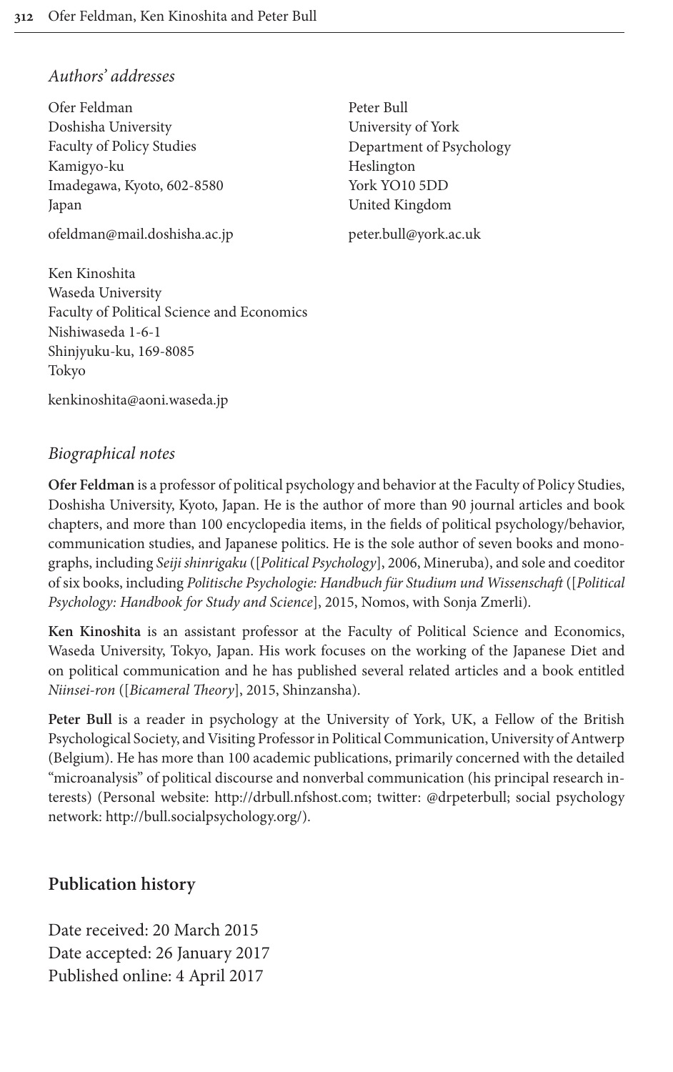*Authors' addresses*

Ofer Feldman
Doshisha University
Faculty of Policy Studies
Kamigyo-ku
Imadegawa, Kyoto, 602-8580
Japan

ofeldman@mail.doshisha.ac.jp

Peter Bull
University of York
Department of Psychology
Heslington
York YO10 5DD
United Kingdom

peter.bull@york.ac.uk

Ken Kinoshita
Waseda University
Faculty of Political Science and Economics
Nishiwaseda 1-6-1
Shinjyuku-ku, 169-8085
Tokyo

kenkinoshita@aoni.waseda.jp

*Biographical notes*

**Ofer Feldman** is a professor of political psychology and behavior at the Faculty of Policy Studies, Doshisha University, Kyoto, Japan. He is the author of more than 90 journal articles and book chapters, and more than 100 encyclopedia items, in the fields of political psychology/behavior, communication studies, and Japanese politics. He is the sole author of seven books and monographs, including *Seiji shinrigaku* ([*Political Psychology*], 2006, Mineruba), and sole and coeditor of six books, including *Politische Psychologie: Handbuch für Studium und Wissenschaft* ([*Political Psychology: Handbook for Study and Science*], 2015, Nomos, with Sonja Zmerli).

**Ken Kinoshita** is an assistant professor at the Faculty of Political Science and Economics, Waseda University, Tokyo, Japan. His work focuses on the working of the Japanese Diet and on political communication and he has published several related articles and a book entitled *Niinsei-ron* ([*Bicameral Theory*], 2015, Shinzansha).

**Peter Bull** is a reader in psychology at the University of York, UK, a Fellow of the British Psychological Society, and Visiting Professor in Political Communication, University of Antwerp (Belgium). He has more than 100 academic publications, primarily concerned with the detailed "microanalysis" of political discourse and nonverbal communication (his principal research interests) (Personal website: http://drbull.nfshost.com; twitter: @drpeterbull; social psychology network: http://bull.socialpsychology.org/).

## Publication history

Date received: 20 March 2015
Date accepted: 26 January 2017
Published online: 4 April 2017